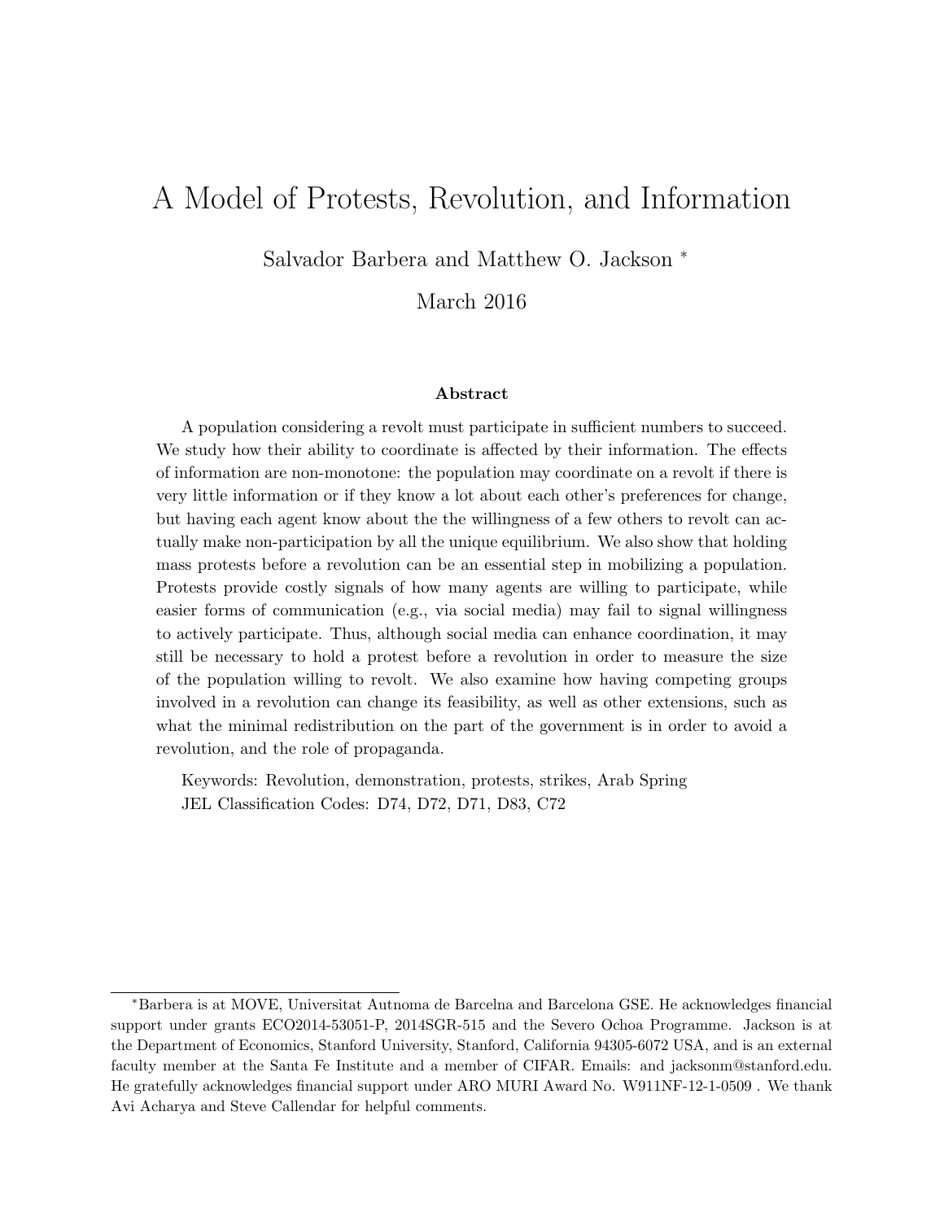# A Model of Protests, Revolution, and Information

Salvador Barbera and Matthew O. Jackson *

March 2016

### Abstract

A population considering a revolt must participate in sufficient numbers to succeed. We study how their ability to coordinate is affected by their information. The effects of information are non-monotone: the population may coordinate on a revolt if there is very little information or if they know a lot about each other's preferences for change, but having each agent know about the the willingness of a few others to revolt can actually make non-participation by all the unique equilibrium. We also show that holding mass protests before a revolution can be an essential step in mobilizing a population. Protests provide costly signals of how many agents are willing to participate, while easier forms of communication (e.g., via social media) may fail to signal willingness to actively participate. Thus, although social media can enhance coordination, it may still be necessary to hold a protest before a revolution in order to measure the size of the population willing to revolt. We also examine how having competing groups involved in a revolution can change its feasibility, as well as other extensions, such as what the minimal redistribution on the part of the government is in order to avoid a revolution, and the role of propaganda.

Keywords: Revolution, demonstration, protests, strikes, Arab Spring

JEL Classification Codes: D74, D72, D71, D83, C72

---

*Barbera is at MOVE, Universitat Autnoma de Barcelna and Barcelona GSE. He acknowledges financial support under grants ECO2014-53051-P, 2014SGR-515 and the Severo Ochoa Programme. Jackson is at the Department of Economics, Stanford University, Stanford, California 94305-6072 USA, and is an external faculty member at the Santa Fe Institute and a member of CIFAR. Emails: and jacksonm@stanford.edu. He gratefully acknowledges financial support under ARO MURI Award No. W911NF-12-1-0509 . We thank Avi Acharya and Steve Callendar for helpful comments.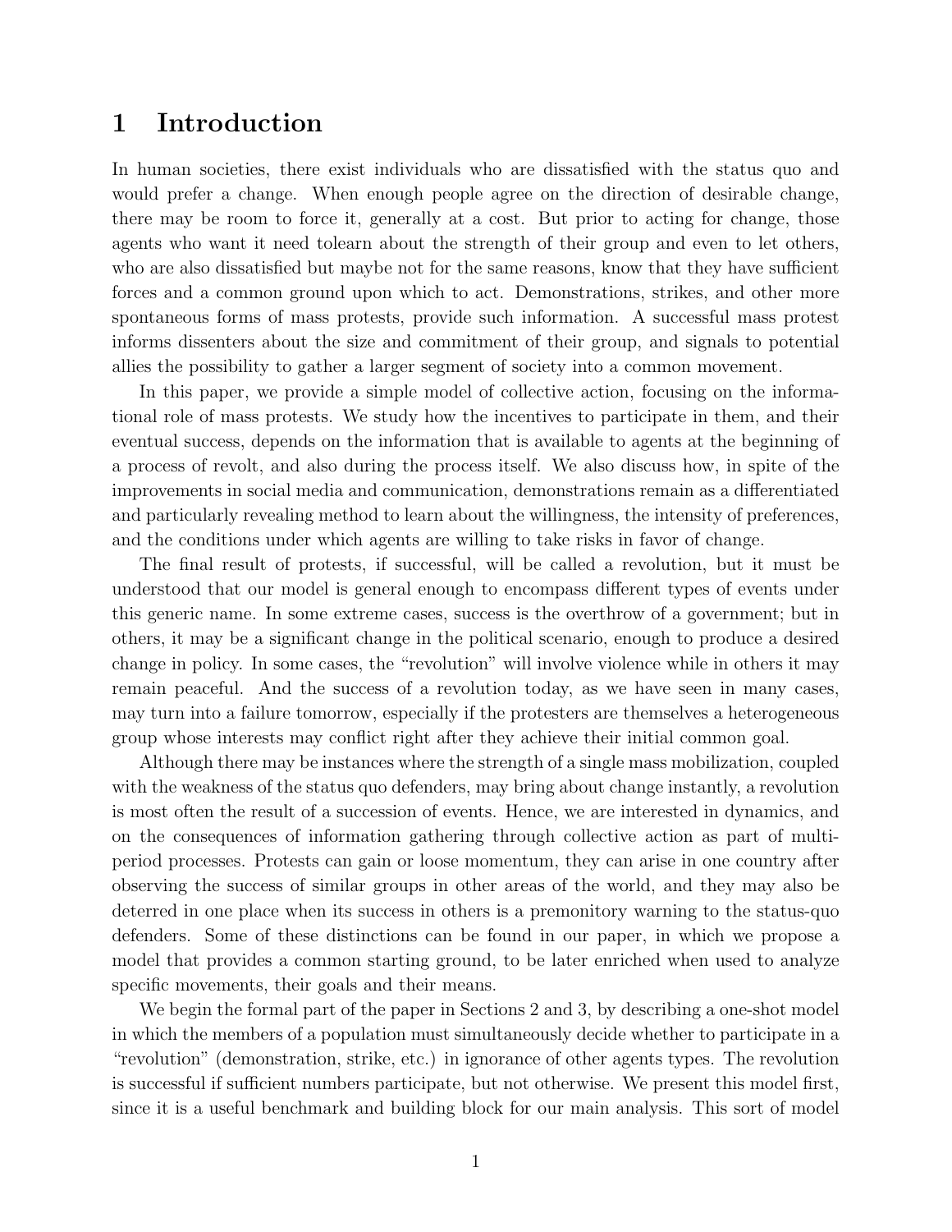## 1 Introduction

In human societies, there exist individuals who are dissatisfied with the status quo and would prefer a change. When enough people agree on the direction of desirable change, there may be room to force it, generally at a cost. But prior to acting for change, those agents who want it need tolearn about the strength of their group and even to let others, who are also dissatisfied but maybe not for the same reasons, know that they have sufficient forces and a common ground upon which to act. Demonstrations, strikes, and other more spontaneous forms of mass protests, provide such information. A successful mass protest informs dissenters about the size and commitment of their group, and signals to potential allies the possibility to gather a larger segment of society into a common movement.

In this paper, we provide a simple model of collective action, focusing on the informational role of mass protests. We study how the incentives to participate in them, and their eventual success, depends on the information that is available to agents at the beginning of a process of revolt, and also during the process itself. We also discuss how, in spite of the improvements in social media and communication, demonstrations remain as a differentiated and particularly revealing method to learn about the willingness, the intensity of preferences, and the conditions under which agents are willing to take risks in favor of change.

The final result of protests, if successful, will be called a revolution, but it must be understood that our model is general enough to encompass different types of events under this generic name. In some extreme cases, success is the overthrow of a government; but in others, it may be a significant change in the political scenario, enough to produce a desired change in policy. In some cases, the "revolution" will involve violence while in others it may remain peaceful. And the success of a revolution today, as we have seen in many cases, may turn into a failure tomorrow, especially if the protesters are themselves a heterogeneous group whose interests may conflict right after they achieve their initial common goal.

Although there may be instances where the strength of a single mass mobilization, coupled with the weakness of the status quo defenders, may bring about change instantly, a revolution is most often the result of a succession of events. Hence, we are interested in dynamics, and on the consequences of information gathering through collective action as part of multi-period processes. Protests can gain or loose momentum, they can arise in one country after observing the success of similar groups in other areas of the world, and they may also be deterred in one place when its success in others is a premonitory warning to the status-quo defenders. Some of these distinctions can be found in our paper, in which we propose a model that provides a common starting ground, to be later enriched when used to analyze specific movements, their goals and their means.

We begin the formal part of the paper in Sections 2 and 3, by describing a one-shot model in which the members of a population must simultaneously decide whether to participate in a "revolution" (demonstration, strike, etc.) in ignorance of other agents types. The revolution is successful if sufficient numbers participate, but not otherwise. We present this model first, since it is a useful benchmark and building block for our main analysis. This sort of model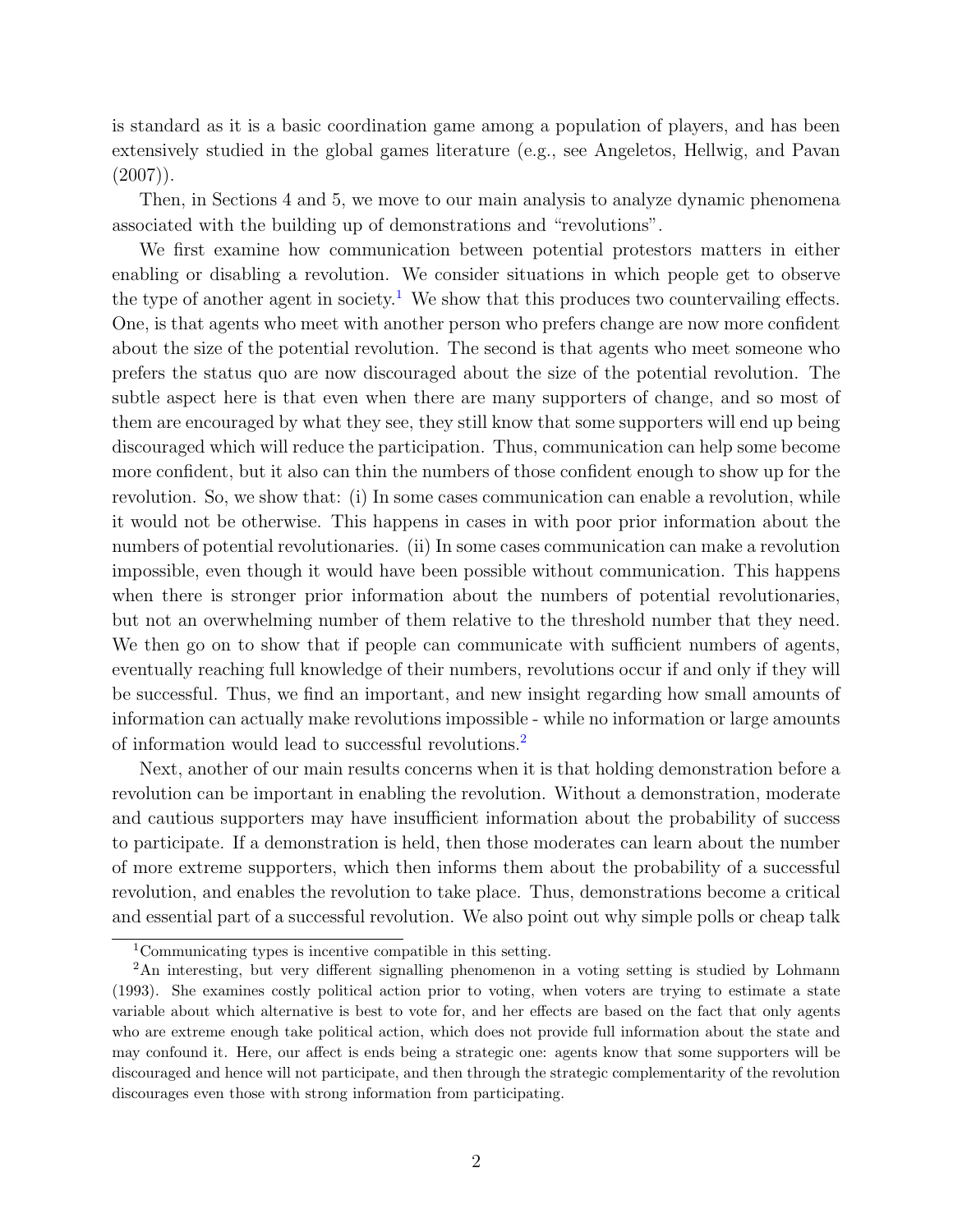is standard as it is a basic coordination game among a population of players, and has been extensively studied in the global games literature (e.g., see Angeletos, Hellwig, and Pavan (2007)).

Then, in Sections 4 and 5, we move to our main analysis to analyze dynamic phenomena associated with the building up of demonstrations and "revolutions".

We first examine how communication between potential protestors matters in either enabling or disabling a revolution. We consider situations in which people get to observe the type of another agent in society.[1] We show that this produces two countervailing effects. One, is that agents who meet with another person who prefers change are now more confident about the size of the potential revolution. The second is that agents who meet someone who prefers the status quo are now discouraged about the size of the potential revolution. The subtle aspect here is that even when there are many supporters of change, and so most of them are encouraged by what they see, they still know that some supporters will end up being discouraged which will reduce the participation. Thus, communication can help some become more confident, but it also can thin the numbers of those confident enough to show up for the revolution. So, we show that: (i) In some cases communication can enable a revolution, while it would not be otherwise. This happens in cases in with poor prior information about the numbers of potential revolutionaries. (ii) In some cases communication can make a revolution impossible, even though it would have been possible without communication. This happens when there is stronger prior information about the numbers of potential revolutionaries, but not an overwhelming number of them relative to the threshold number that they need. We then go on to show that if people can communicate with sufficient numbers of agents, eventually reaching full knowledge of their numbers, revolutions occur if and only if they will be successful. Thus, we find an important, and new insight regarding how small amounts of information can actually make revolutions impossible - while no information or large amounts of information would lead to successful revolutions.[2]

Next, another of our main results concerns when it is that holding demonstration before a revolution can be important in enabling the revolution. Without a demonstration, moderate and cautious supporters may have insufficient information about the probability of success to participate. If a demonstration is held, then those moderates can learn about the number of more extreme supporters, which then informs them about the probability of a successful revolution, and enables the revolution to take place. Thus, demonstrations become a critical and essential part of a successful revolution. We also point out why simple polls or cheap talk

[1] Communicating types is incentive compatible in this setting.

[2] An interesting, but very different signalling phenomenon in a voting setting is studied by Lohmann (1993). She examines costly political action prior to voting, when voters are trying to estimate a state variable about which alternative is best to vote for, and her effects are based on the fact that only agents who are extreme enough take political action, which does not provide full information about the state and may confound it. Here, our affect is ends being a strategic one: agents know that some supporters will be discouraged and hence will not participate, and then through the strategic complementarity of the revolution discourages even those with strong information from participating.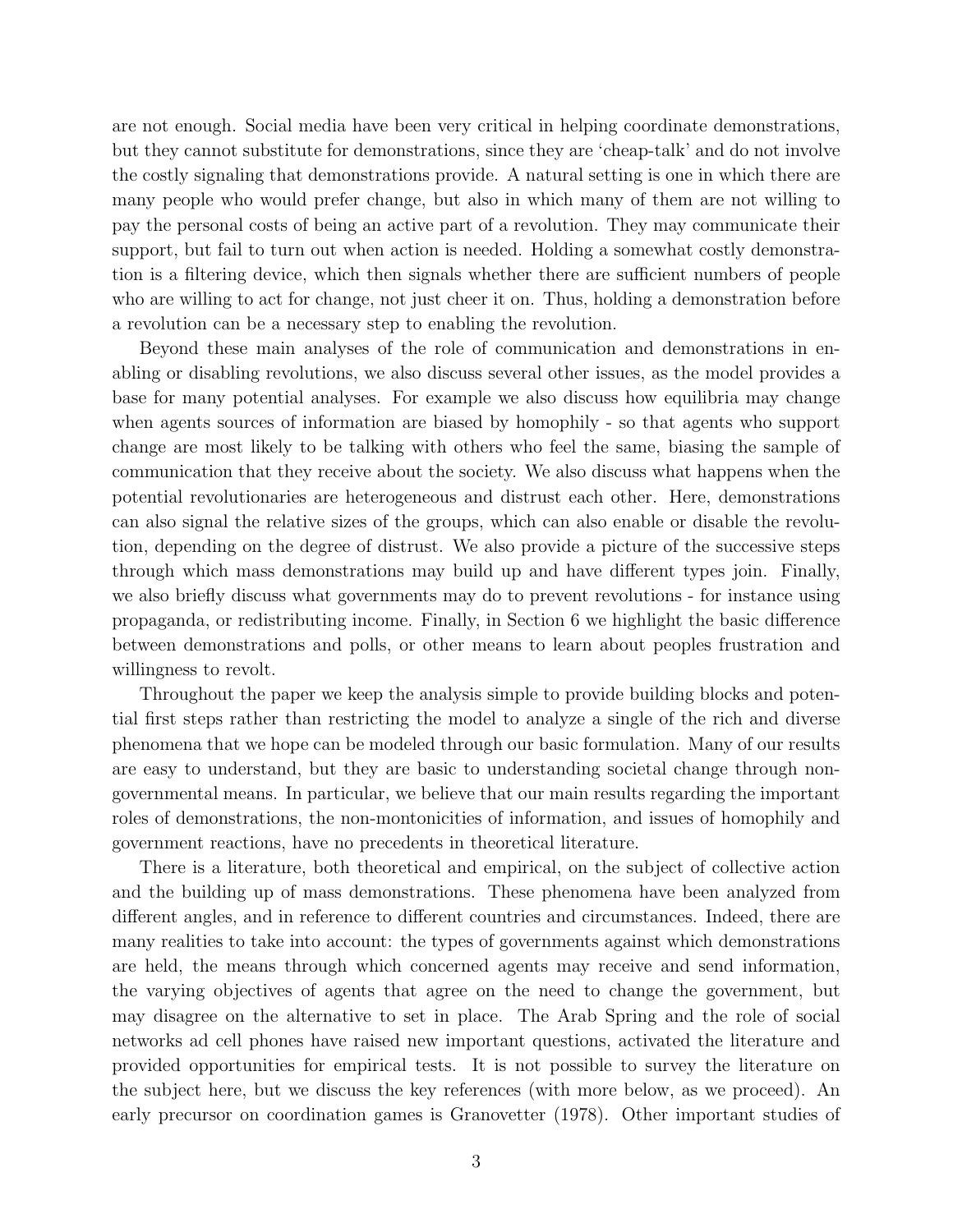are not enough. Social media have been very critical in helping coordinate demonstrations, but they cannot substitute for demonstrations, since they are 'cheap-talk' and do not involve the costly signaling that demonstrations provide. A natural setting is one in which there are many people who would prefer change, but also in which many of them are not willing to pay the personal costs of being an active part of a revolution. They may communicate their support, but fail to turn out when action is needed. Holding a somewhat costly demonstration is a filtering device, which then signals whether there are sufficient numbers of people who are willing to act for change, not just cheer it on. Thus, holding a demonstration before a revolution can be a necessary step to enabling the revolution.

Beyond these main analyses of the role of communication and demonstrations in enabling or disabling revolutions, we also discuss several other issues, as the model provides a base for many potential analyses. For example we also discuss how equilibria may change when agents sources of information are biased by homophily - so that agents who support change are most likely to be talking with others who feel the same, biasing the sample of communication that they receive about the society. We also discuss what happens when the potential revolutionaries are heterogeneous and distrust each other. Here, demonstrations can also signal the relative sizes of the groups, which can also enable or disable the revolution, depending on the degree of distrust. We also provide a picture of the successive steps through which mass demonstrations may build up and have different types join. Finally, we also briefly discuss what governments may do to prevent revolutions - for instance using propaganda, or redistributing income. Finally, in Section 6 we highlight the basic difference between demonstrations and polls, or other means to learn about peoples frustration and willingness to revolt.

Throughout the paper we keep the analysis simple to provide building blocks and potential first steps rather than restricting the model to analyze a single of the rich and diverse phenomena that we hope can be modeled through our basic formulation. Many of our results are easy to understand, but they are basic to understanding societal change through non-governmental means. In particular, we believe that our main results regarding the important roles of demonstrations, the non-montonicities of information, and issues of homophily and government reactions, have no precedents in theoretical literature.

There is a literature, both theoretical and empirical, on the subject of collective action and the building up of mass demonstrations. These phenomena have been analyzed from different angles, and in reference to different countries and circumstances. Indeed, there are many realities to take into account: the types of governments against which demonstrations are held, the means through which concerned agents may receive and send information, the varying objectives of agents that agree on the need to change the government, but may disagree on the alternative to set in place. The Arab Spring and the role of social networks ad cell phones have raised new important questions, activated the literature and provided opportunities for empirical tests. It is not possible to survey the literature on the subject here, but we discuss the key references (with more below, as we proceed). An early precursor on coordination games is Granovetter (1978). Other important studies of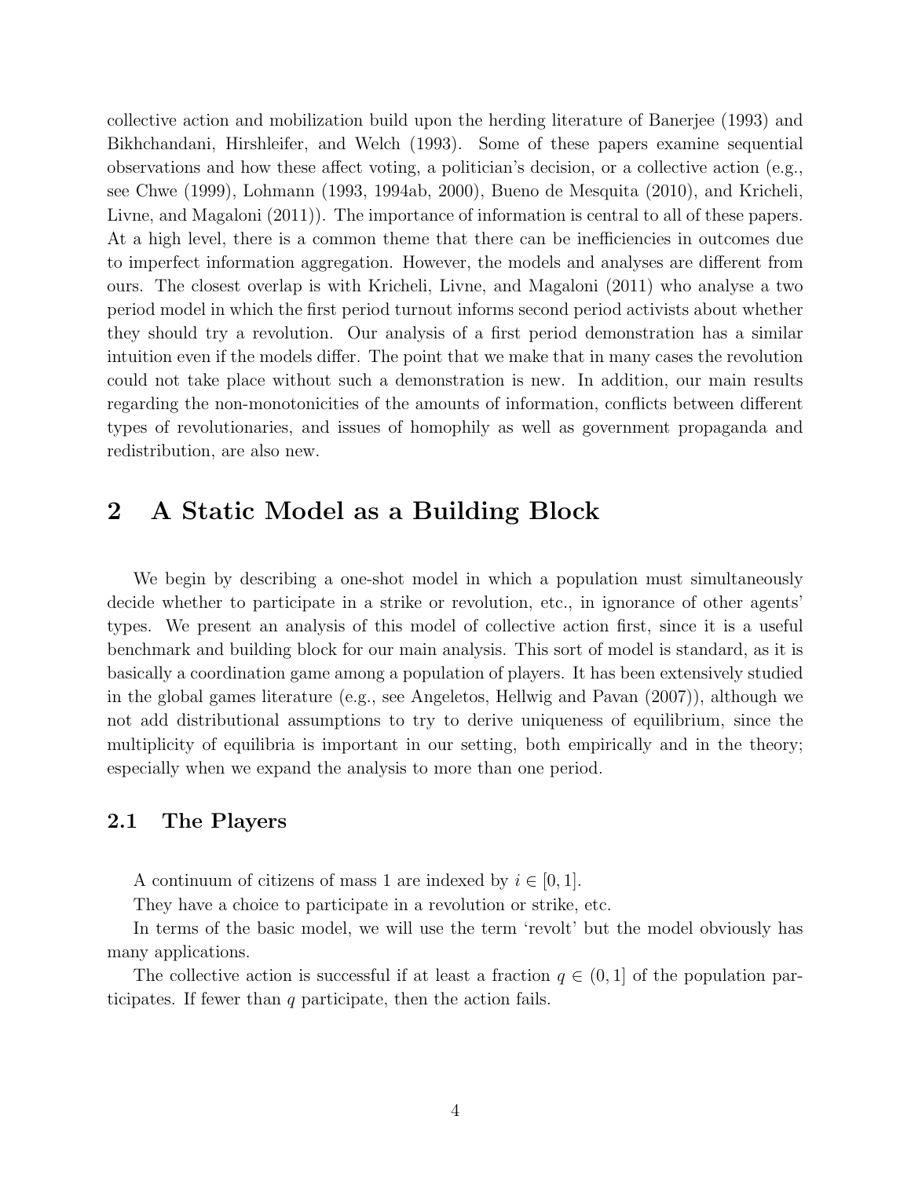collective action and mobilization build upon the herding literature of Banerjee (1993) and Bikhchandani, Hirshleifer, and Welch (1993). Some of these papers examine sequential observations and how these affect voting, a politician's decision, or a collective action (e.g., see Chwe (1999), Lohmann (1993, 1994ab, 2000), Bueno de Mesquita (2010), and Kricheli, Livne, and Magaloni (2011)). The importance of information is central to all of these papers. At a high level, there is a common theme that there can be inefficiencies in outcomes due to imperfect information aggregation. However, the models and analyses are different from ours. The closest overlap is with Kricheli, Livne, and Magaloni (2011) who analyse a two period model in which the first period turnout informs second period activists about whether they should try a revolution. Our analysis of a first period demonstration has a similar intuition even if the models differ. The point that we make that in many cases the revolution could not take place without such a demonstration is new. In addition, our main results regarding the non-monotonicities of the amounts of information, conflicts between different types of revolutionaries, and issues of homophily as well as government propaganda and redistribution, are also new.

# 2 A Static Model as a Building Block

We begin by describing a one-shot model in which a population must simultaneously decide whether to participate in a strike or revolution, etc., in ignorance of other agents' types. We present an analysis of this model of collective action first, since it is a useful benchmark and building block for our main analysis. This sort of model is standard, as it is basically a coordination game among a population of players. It has been extensively studied in the global games literature (e.g., see Angeletos, Hellwig and Pavan (2007)), although we not add distributional assumptions to try to derive uniqueness of equilibrium, since the multiplicity of equilibria is important in our setting, both empirically and in the theory; especially when we expand the analysis to more than one period.

## 2.1 The Players

A continuum of citizens of mass 1 are indexed by $i \in [0, 1]$.

They have a choice to participate in a revolution or strike, etc.

In terms of the basic model, we will use the term 'revolt' but the model obviously has many applications.

The collective action is successful if at least a fraction $q \in (0, 1]$ of the population participates. If fewer than $q$ participate, then the action fails.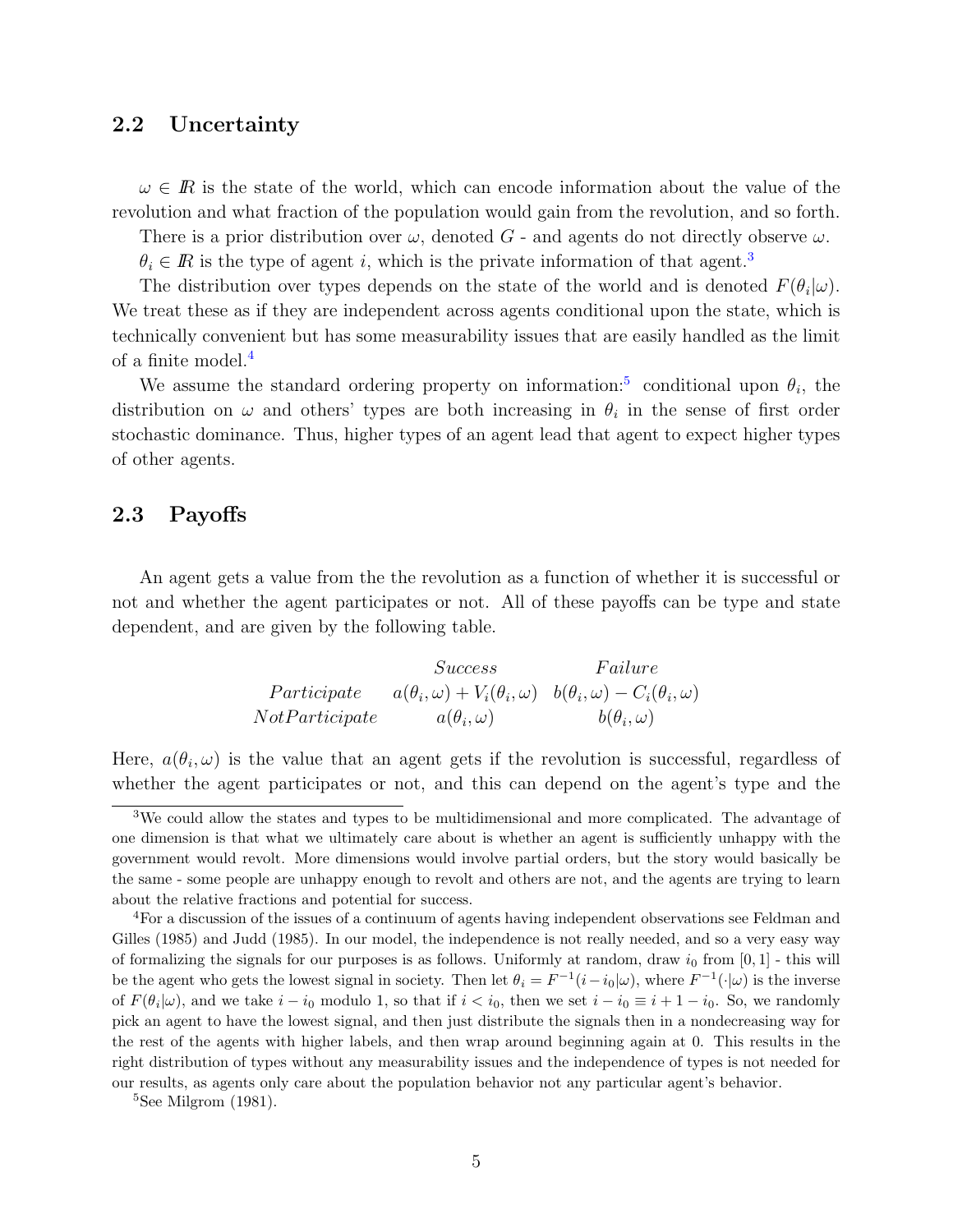### 2.2 Uncertainty

$\omega \in I\!R$ is the state of the world, which can encode information about the value of the revolution and what fraction of the population would gain from the revolution, and so forth.

There is a prior distribution over $\omega$, denoted $G$ - and agents do not directly observe $\omega$.

$\theta_i \in I\!R$ is the type of agent $i$, which is the private information of that agent.[3]

The distribution over types depends on the state of the world and is denoted $F(\theta_i|\omega)$. We treat these as if they are independent across agents conditional upon the state, which is technically convenient but has some measurability issues that are easily handled as the limit of a finite model.[4]

We assume the standard ordering property on information:[5] conditional upon $\theta_i$, the distribution on $\omega$ and others' types are both increasing in $\theta_i$ in the sense of first order stochastic dominance. Thus, higher types of an agent lead that agent to expect higher types of other agents.

### 2.3 Payoffs

An agent gets a value from the the revolution as a function of whether it is successful or not and whether the agent participates or not. All of these payoffs can be type and state dependent, and are given by the following table.

| | *Success* | *Failure* |
|---|---|---|
| *Participate* | $a(\theta_i,\omega) + V_i(\theta_i,\omega)$ | $b(\theta_i,\omega) - C_i(\theta_i,\omega)$ |
| *NotParticipate* | $a(\theta_i,\omega)$ | $b(\theta_i,\omega)$ |

Here, $a(\theta_i,\omega)$ is the value that an agent gets if the revolution is successful, regardless of whether the agent participates or not, and this can depend on the agent's type and the

---

[3] We could allow the states and types to be multidimensional and more complicated. The advantage of one dimension is that what we ultimately care about is whether an agent is sufficiently unhappy with the government would revolt. More dimensions would involve partial orders, but the story would basically be the same - some people are unhappy enough to revolt and others are not, and the agents are trying to learn about the relative fractions and potential for success.

[4] For a discussion of the issues of a continuum of agents having independent observations see Feldman and Gilles (1985) and Judd (1985). In our model, the independence is not really needed, and so a very easy way of formalizing the signals for our purposes is as follows. Uniformly at random, draw $i_0$ from $[0,1]$ - this will be the agent who gets the lowest signal in society. Then let $\theta_i = F^{-1}(i - i_0|\omega)$, where $F^{-1}(\cdot|\omega)$ is the inverse of $F(\theta_i|\omega)$, and we take $i - i_0$ modulo 1, so that if $i < i_0$, then we set $i - i_0 \equiv i + 1 - i_0$. So, we randomly pick an agent to have the lowest signal, and then just distribute the signals then in a nondecreasing way for the rest of the agents with higher labels, and then wrap around beginning again at 0. This results in the right distribution of types without any measurability issues and the independence of types is not needed for our results, as agents only care about the population behavior not any particular agent's behavior.

[5] See Milgrom (1981).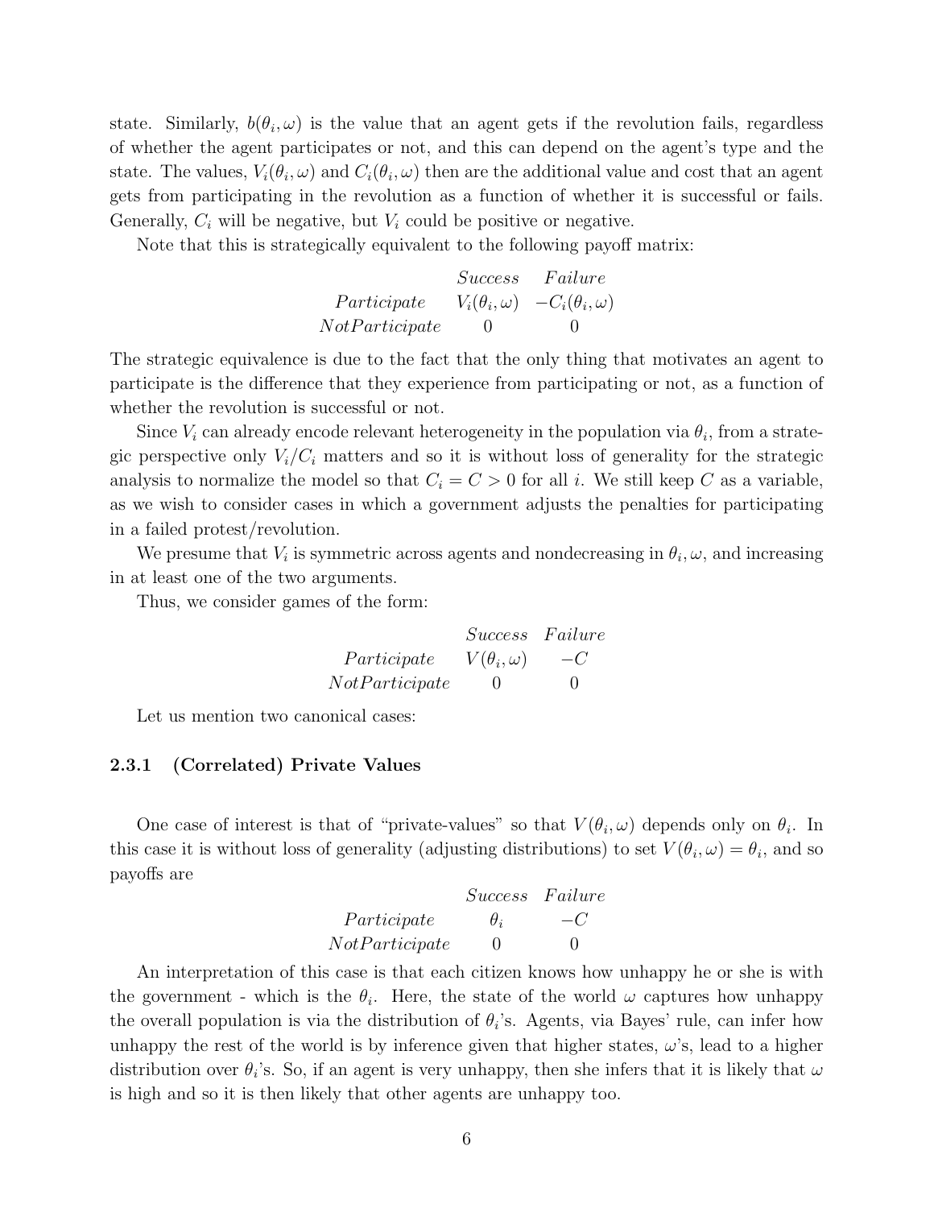state. Similarly, $b(\theta_i, \omega)$ is the value that an agent gets if the revolution fails, regardless of whether the agent participates or not, and this can depend on the agent's type and the state. The values, $V_i(\theta_i, \omega)$ and $C_i(\theta_i, \omega)$ then are the additional value and cost that an agent gets from participating in the revolution as a function of whether it is successful or fails. Generally, $C_i$ will be negative, but $V_i$ could be positive or negative.

Note that this is strategically equivalent to the following payoff matrix:

| | *Success* | *Failure* |
|---|---|---|
| *Participate* | $V_i(\theta_i, \omega)$ | $-C_i(\theta_i, \omega)$ |
| *NotParticipate* | 0 | 0 |

The strategic equivalence is due to the fact that the only thing that motivates an agent to participate is the difference that they experience from participating or not, as a function of whether the revolution is successful or not.

Since $V_i$ can already encode relevant heterogeneity in the population via $\theta_i$, from a strategic perspective only $V_i/C_i$ matters and so it is without loss of generality for the strategic analysis to normalize the model so that $C_i = C > 0$ for all $i$. We still keep $C$ as a variable, as we wish to consider cases in which a government adjusts the penalties for participating in a failed protest/revolution.

We presume that $V_i$ is symmetric across agents and nondecreasing in $\theta_i, \omega$, and increasing in at least one of the two arguments.

Thus, we consider games of the form:

| | *Success* | *Failure* |
|---|---|---|
| *Participate* | $V(\theta_i, \omega)$ | $-C$ |
| *NotParticipate* | 0 | 0 |

Let us mention two canonical cases:

### 2.3.1 (Correlated) Private Values

One case of interest is that of "private-values" so that $V(\theta_i, \omega)$ depends only on $\theta_i$. In this case it is without loss of generality (adjusting distributions) to set $V(\theta_i, \omega) = \theta_i$, and so payoffs are

| | *Success* | *Failure* |
|---|---|---|
| *Participate* | $\theta_i$ | $-C$ |
| *NotParticipate* | 0 | 0 |

An interpretation of this case is that each citizen knows how unhappy he or she is with the government - which is the $\theta_i$. Here, the state of the world $\omega$ captures how unhappy the overall population is via the distribution of $\theta_i$'s. Agents, via Bayes' rule, can infer how unhappy the rest of the world is by inference given that higher states, $\omega$'s, lead to a higher distribution over $\theta_i$'s. So, if an agent is very unhappy, then she infers that it is likely that $\omega$ is high and so it is then likely that other agents are unhappy too.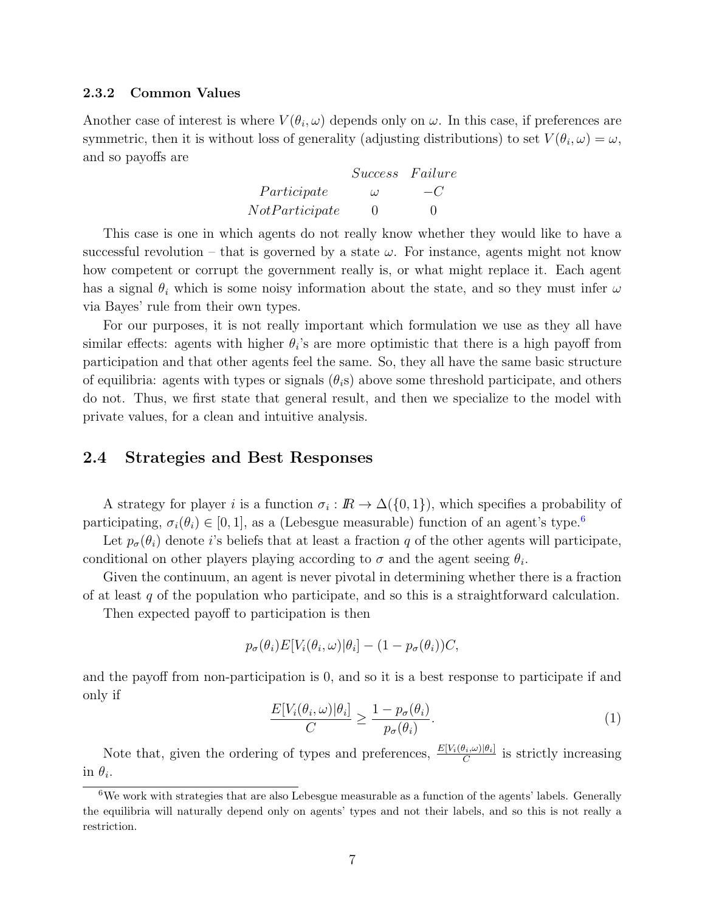### 2.3.2 Common Values

Another case of interest is where $V(\theta_i, \omega)$ depends only on $\omega$. In this case, if preferences are symmetric, then it is without loss of generality (adjusting distributions) to set $V(\theta_i, \omega) = \omega$, and so payoffs are

|  | *Success* | *Failure* |
|---|---|---|
| *Participate* | $\omega$ | $-C$ |
| *NotParticipate* | 0 | 0 |

This case is one in which agents do not really know whether they would like to have a successful revolution – that is governed by a state $\omega$. For instance, agents might not know how competent or corrupt the government really is, or what might replace it. Each agent has a signal $\theta_i$ which is some noisy information about the state, and so they must infer $\omega$ via Bayes' rule from their own types.

For our purposes, it is not really important which formulation we use as they all have similar effects: agents with higher $\theta_i$'s are more optimistic that there is a high payoff from participation and that other agents feel the same. So, they all have the same basic structure of equilibria: agents with types or signals ($\theta_i$s) above some threshold participate, and others do not. Thus, we first state that general result, and then we specialize to the model with private values, for a clean and intuitive analysis.

## 2.4 Strategies and Best Responses

A strategy for player $i$ is a function $\sigma_i : I\!R \to \Delta(\{0, 1\})$, which specifies a probability of participating, $\sigma_i(\theta_i) \in [0, 1]$, as a (Lebesgue measurable) function of an agent's type.[6]

Let $p_\sigma(\theta_i)$ denote $i$'s beliefs that at least a fraction $q$ of the other agents will participate, conditional on other players playing according to $\sigma$ and the agent seeing $\theta_i$.

Given the continuum, an agent is never pivotal in determining whether there is a fraction of at least $q$ of the population who participate, and so this is a straightforward calculation.

Then expected payoff to participation is then

$$p_\sigma(\theta_i) E[V_i(\theta_i, \omega)|\theta_i] - (1 - p_\sigma(\theta_i))C,$$

and the payoff from non-participation is 0, and so it is a best response to participate if and only if

$$\frac{E[V_i(\theta_i, \omega)|\theta_i]}{C} \geq \frac{1 - p_\sigma(\theta_i)}{p_\sigma(\theta_i)}. \tag{1}$$

Note that, given the ordering of types and preferences, $\frac{E[V_i(\theta_i,\omega)|\theta_i]}{C}$ is strictly increasing in $\theta_i$.

[6] We work with strategies that are also Lebesgue measurable as a function of the agents' labels. Generally the equilibria will naturally depend only on agents' types and not their labels, and so this is not really a restriction.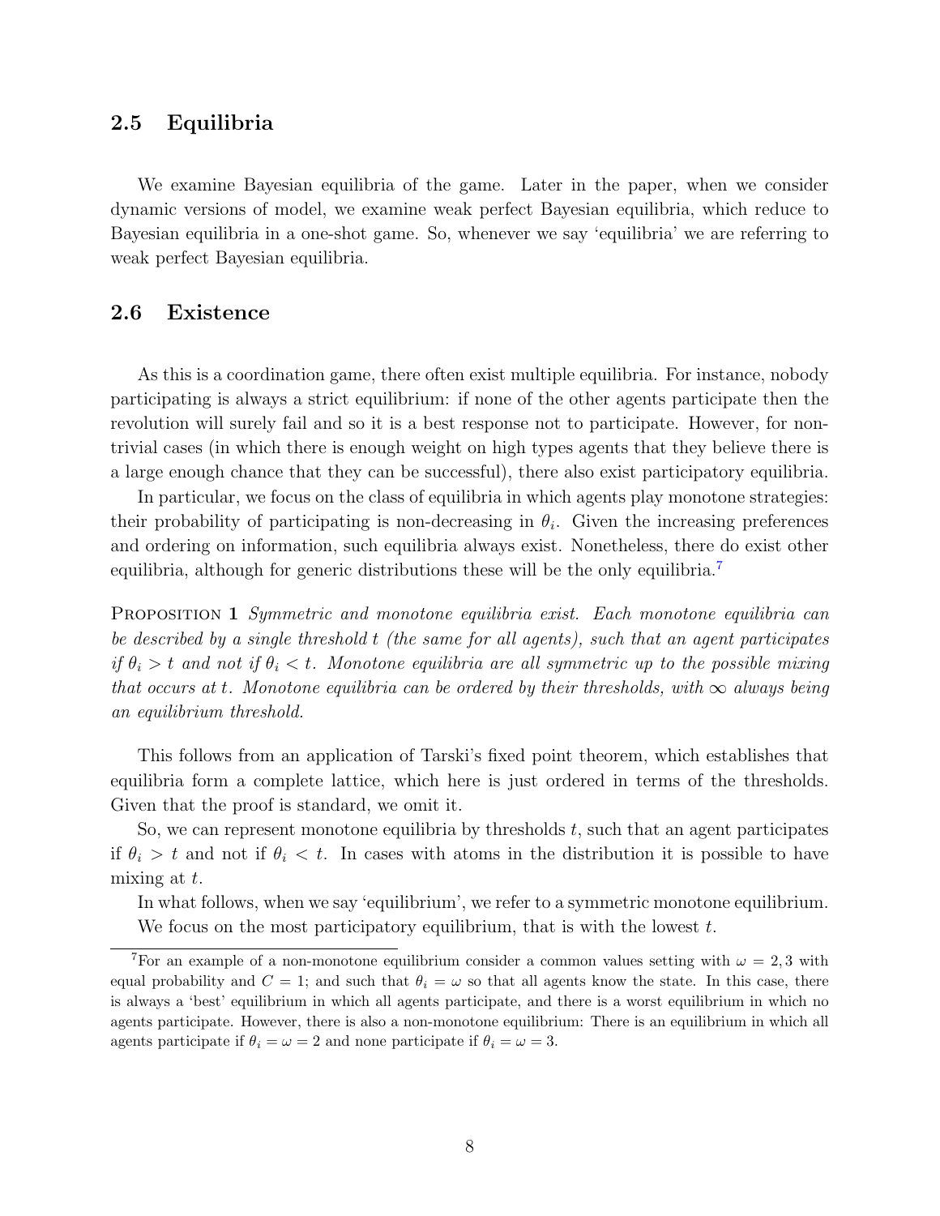## 2.5 Equilibria

We examine Bayesian equilibria of the game. Later in the paper, when we consider dynamic versions of model, we examine weak perfect Bayesian equilibria, which reduce to Bayesian equilibria in a one-shot game. So, whenever we say 'equilibria' we are referring to weak perfect Bayesian equilibria.

## 2.6 Existence

As this is a coordination game, there often exist multiple equilibria. For instance, nobody participating is always a strict equilibrium: if none of the other agents participate then the revolution will surely fail and so it is a best response not to participate. However, for non-trivial cases (in which there is enough weight on high types agents that they believe there is a large enough chance that they can be successful), there also exist participatory equilibria.

In particular, we focus on the class of equilibria in which agents play monotone strategies: their probability of participating is non-decreasing in $\theta_i$. Given the increasing preferences and ordering on information, such equilibria always exist. Nonetheless, there do exist other equilibria, although for generic distributions these will be the only equilibria.[7]

PROPOSITION 1 *Symmetric and monotone equilibria exist. Each monotone equilibria can be described by a single threshold $t$ (the same for all agents), such that an agent participates if $\theta_i > t$ and not if $\theta_i < t$. Monotone equilibria are all symmetric up to the possible mixing that occurs at $t$. Monotone equilibria can be ordered by their thresholds, with $\infty$ always being an equilibrium threshold.*

This follows from an application of Tarski's fixed point theorem, which establishes that equilibria form a complete lattice, which here is just ordered in terms of the thresholds. Given that the proof is standard, we omit it.

So, we can represent monotone equilibria by thresholds $t$, such that an agent participates if $\theta_i > t$ and not if $\theta_i < t$. In cases with atoms in the distribution it is possible to have mixing at $t$.

In what follows, when we say 'equilibrium', we refer to a symmetric monotone equilibrium.

We focus on the most participatory equilibrium, that is with the lowest $t$.

[7] For an example of a non-monotone equilibrium consider a common values setting with $\omega = 2, 3$ with equal probability and $C = 1$; and such that $\theta_i = \omega$ so that all agents know the state. In this case, there is always a 'best' equilibrium in which all agents participate, and there is a worst equilibrium in which no agents participate. However, there is also a non-monotone equilibrium: There is an equilibrium in which all agents participate if $\theta_i = \omega = 2$ and none participate if $\theta_i = \omega = 3$.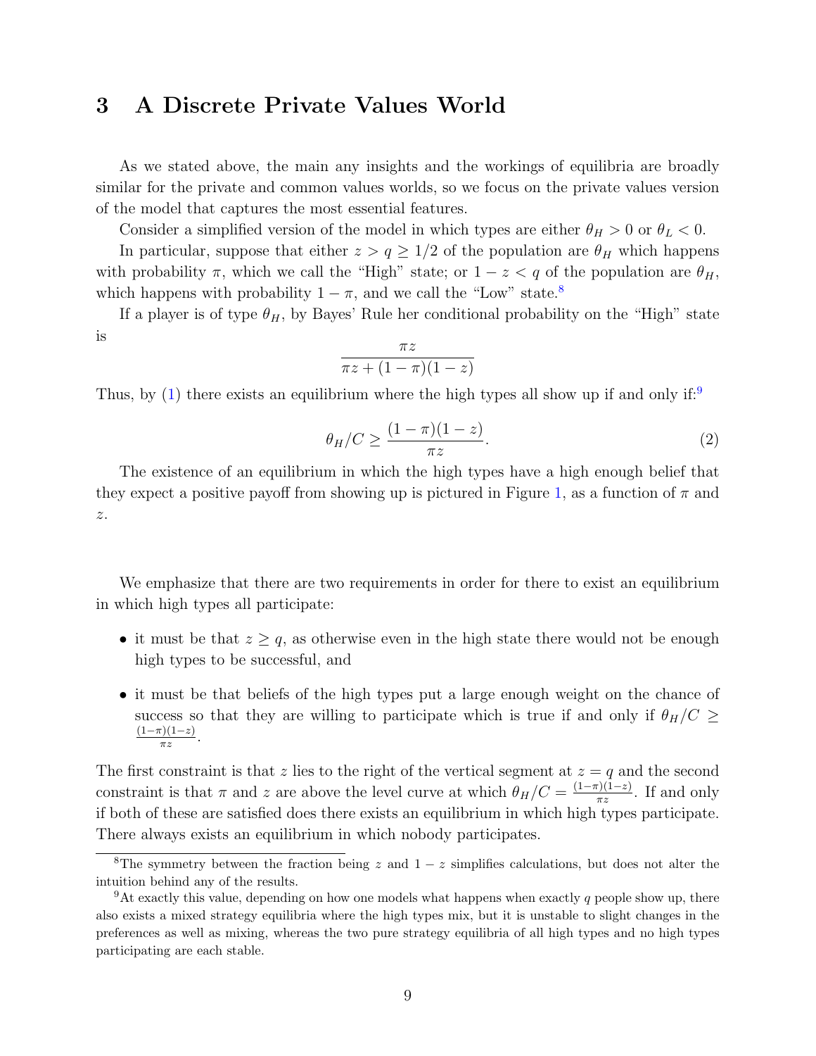## 3 A Discrete Private Values World

As we stated above, the main any insights and the workings of equilibria are broadly similar for the private and common values worlds, so we focus on the private values version of the model that captures the most essential features.

Consider a simplified version of the model in which types are either $\theta_H > 0$ or $\theta_L < 0$.

In particular, suppose that either $z > q \geq 1/2$ of the population are $\theta_H$ which happens with probability $\pi$, which we call the "High" state; or $1 - z < q$ of the population are $\theta_H$, which happens with probability $1 - \pi$, and we call the "Low" state.[8]

If a player is of type $\theta_H$, by Bayes' Rule her conditional probability on the "High" state is

$$\frac{\pi z}{\pi z + (1-\pi)(1-z)}$$

Thus, by (1) there exists an equilibrium where the high types all show up if and only if:[9]

$$\theta_H / C \geq \frac{(1-\pi)(1-z)}{\pi z}. \tag{2}$$

The existence of an equilibrium in which the high types have a high enough belief that they expect a positive payoff from showing up is pictured in Figure 1, as a function of $\pi$ and $z$.

We emphasize that there are two requirements in order for there to exist an equilibrium in which high types all participate:

- it must be that $z \geq q$, as otherwise even in the high state there would not be enough high types to be successful, and
- it must be that beliefs of the high types put a large enough weight on the chance of success so that they are willing to participate which is true if and only if $\theta_H/C \geq \frac{(1-\pi)(1-z)}{\pi z}$.

The first constraint is that $z$ lies to the right of the vertical segment at $z = q$ and the second constraint is that $\pi$ and $z$ are above the level curve at which $\theta_H/C = \frac{(1-\pi)(1-z)}{\pi z}$. If and only if both of these are satisfied does there exists an equilibrium in which high types participate. There always exists an equilibrium in which nobody participates.

---

[8] The symmetry between the fraction being $z$ and $1 - z$ simplifies calculations, but does not alter the intuition behind any of the results.

[9] At exactly this value, depending on how one models what happens when exactly $q$ people show up, there also exists a mixed strategy equilibria where the high types mix, but it is unstable to slight changes in the preferences as well as mixing, whereas the two pure strategy equilibria of all high types and no high types participating are each stable.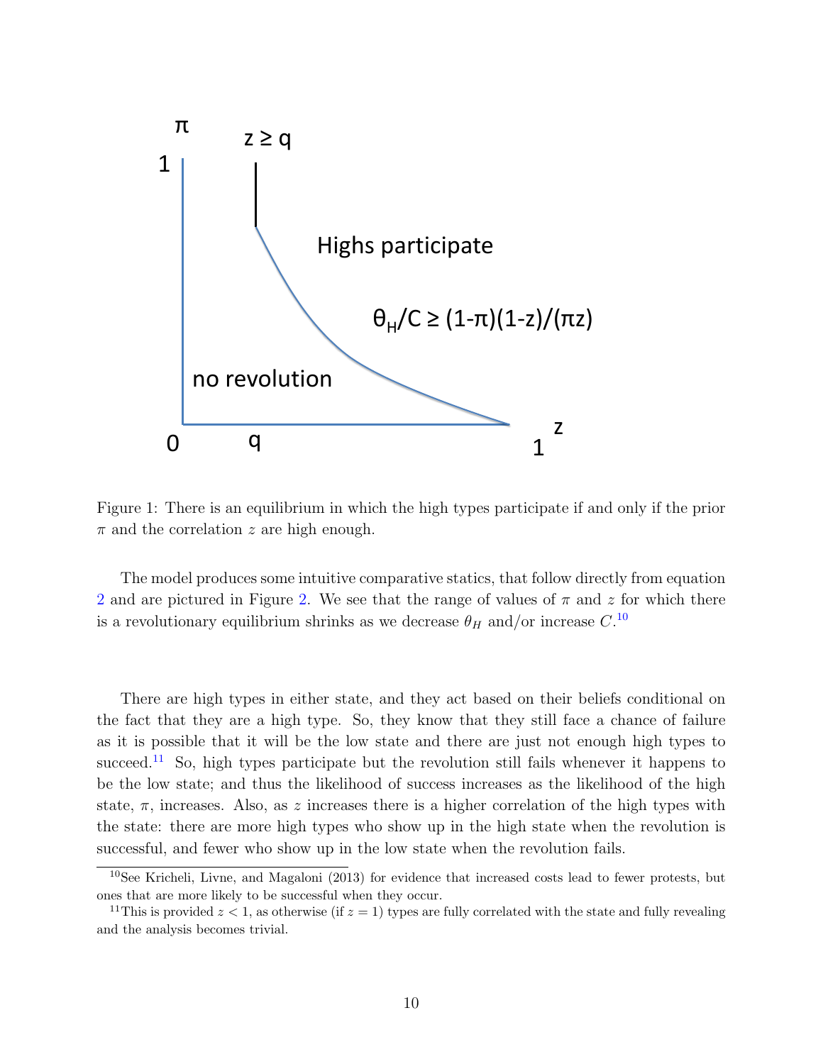Figure 1: There is an equilibrium in which the high types participate if and only if the prior $\pi$ and the correlation $z$ are high enough.

The model produces some intuitive comparative statics, that follow directly from equation 2 and are pictured in Figure 2. We see that the range of values of $\pi$ and $z$ for which there is a revolutionary equilibrium shrinks as we decrease $\theta_H$ and/or increase $C$.[10]

There are high types in either state, and they act based on their beliefs conditional on the fact that they are a high type. So, they know that they still face a chance of failure as it is possible that it will be the low state and there are just not enough high types to succeed.[11] So, high types participate but the revolution still fails whenever it happens to be the low state; and thus the likelihood of success increases as the likelihood of the high state, $\pi$, increases. Also, as $z$ increases there is a higher correlation of the high types with the state: there are more high types who show up in the high state when the revolution is successful, and fewer who show up in the low state when the revolution fails.

[10] See Kricheli, Livne, and Magaloni (2013) for evidence that increased costs lead to fewer protests, but ones that are more likely to be successful when they occur.

[11] This is provided $z < 1$, as otherwise (if $z = 1$) types are fully correlated with the state and fully revealing and the analysis becomes trivial.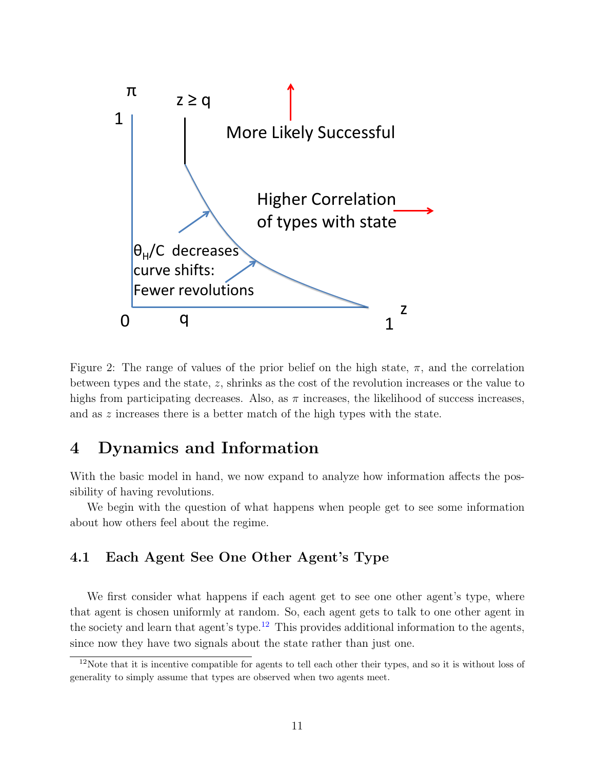Figure 2: The range of values of the prior belief on the high state, $\pi$, and the correlation between types and the state, $z$, shrinks as the cost of the revolution increases or the value to highs from participating decreases. Also, as $\pi$ increases, the likelihood of success increases, and as $z$ increases there is a better match of the high types with the state.

# 4 Dynamics and Information

With the basic model in hand, we now expand to analyze how information affects the possibility of having revolutions.

We begin with the question of what happens when people get to see some information about how others feel about the regime.

## 4.1 Each Agent See One Other Agent's Type

We first consider what happens if each agent get to see one other agent's type, where that agent is chosen uniformly at random. So, each agent gets to talk to one other agent in the society and learn that agent's type.[12] This provides additional information to the agents, since now they have two signals about the state rather than just one.

[12] Note that it is incentive compatible for agents to tell each other their types, and so it is without loss of generality to simply assume that types are observed when two agents meet.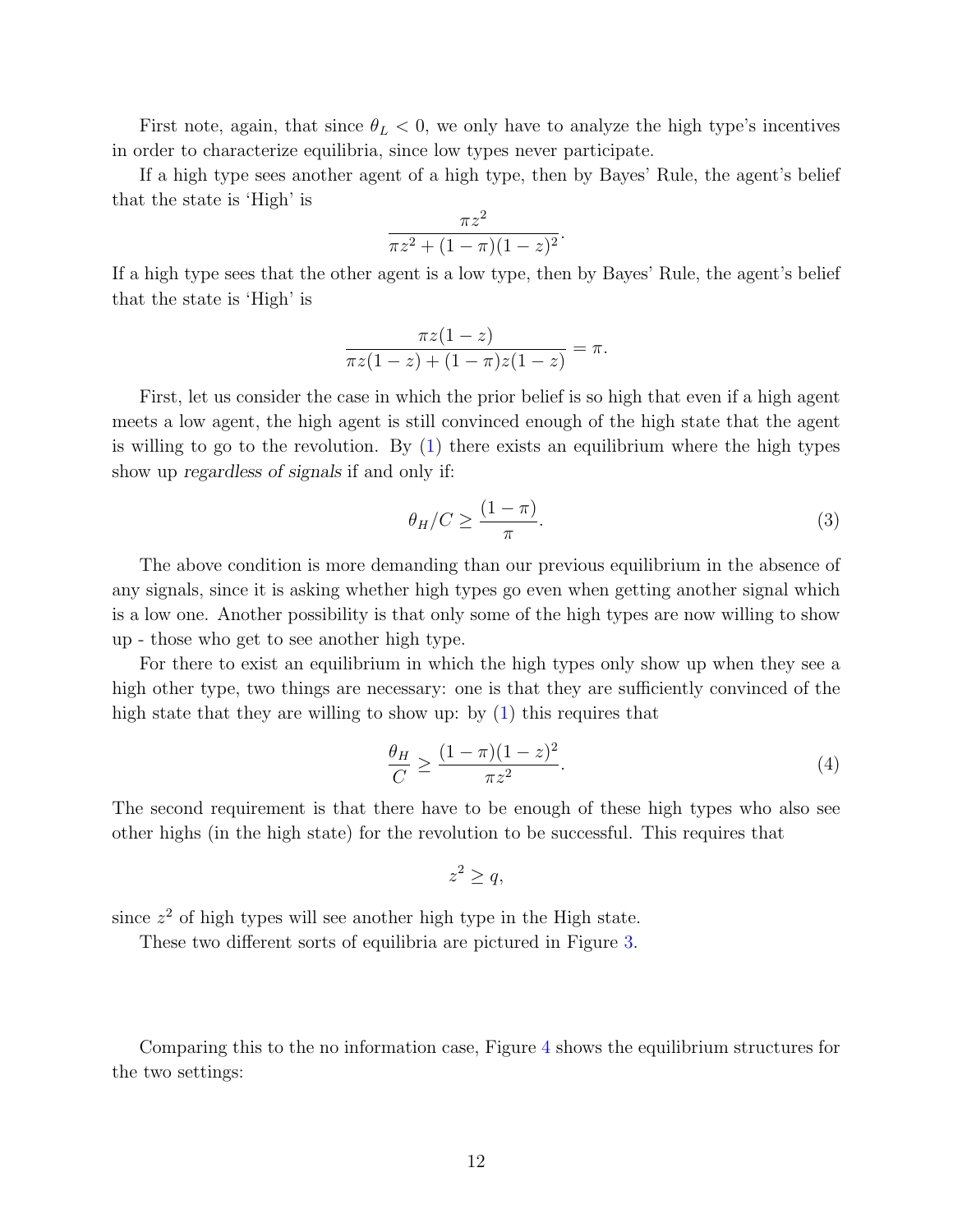First note, again, that since $\theta_L < 0$, we only have to analyze the high type's incentives in order to characterize equilibria, since low types never participate.

If a high type sees another agent of a high type, then by Bayes' Rule, the agent's belief that the state is 'High' is

$$\frac{\pi z^2}{\pi z^2 + (1-\pi)(1-z)^2}.$$

If a high type sees that the other agent is a low type, then by Bayes' Rule, the agent's belief that the state is 'High' is

$$\frac{\pi z(1-z)}{\pi z(1-z) + (1-\pi) z(1-z)} = \pi.$$

First, let us consider the case in which the prior belief is so high that even if a high agent meets a low agent, the high agent is still convinced enough of the high state that the agent is willing to go to the revolution. By (1) there exists an equilibrium where the high types show up *regardless of signals* if and only if:

$$\theta_H / C \geq \frac{(1-\pi)}{\pi}. \tag{3}$$

The above condition is more demanding than our previous equilibrium in the absence of any signals, since it is asking whether high types go even when getting another signal which is a low one. Another possibility is that only some of the high types are now willing to show up - those who get to see another high type.

For there to exist an equilibrium in which the high types only show up when they see a high other type, two things are necessary: one is that they are sufficiently convinced of the high state that they are willing to show up: by (1) this requires that

$$\frac{\theta_H}{C} \geq \frac{(1-\pi)(1-z)^2}{\pi z^2}. \tag{4}$$

The second requirement is that there have to be enough of these high types who also see other highs (in the high state) for the revolution to be successful. This requires that

$$z^2 \geq q,$$

since $z^2$ of high types will see another high type in the High state.

These two different sorts of equilibria are pictured in Figure 3.

Comparing this to the no information case, Figure 4 shows the equilibrium structures for the two settings: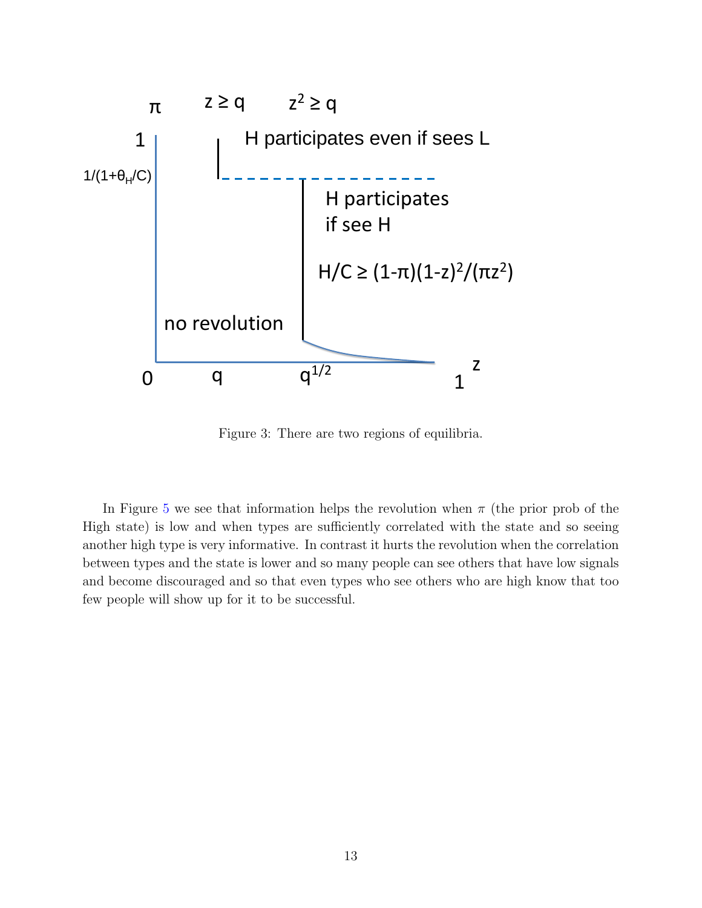Figure 3: There are two regions of equilibria.

In Figure 5 we see that information helps the revolution when $\pi$ (the prior prob of the High state) is low and when types are sufficiently correlated with the state and so seeing another high type is very informative. In contrast it hurts the revolution when the correlation between types and the state is lower and so many people can see others that have low signals and become discouraged and so that even types who see others who are high know that too few people will show up for it to be successful.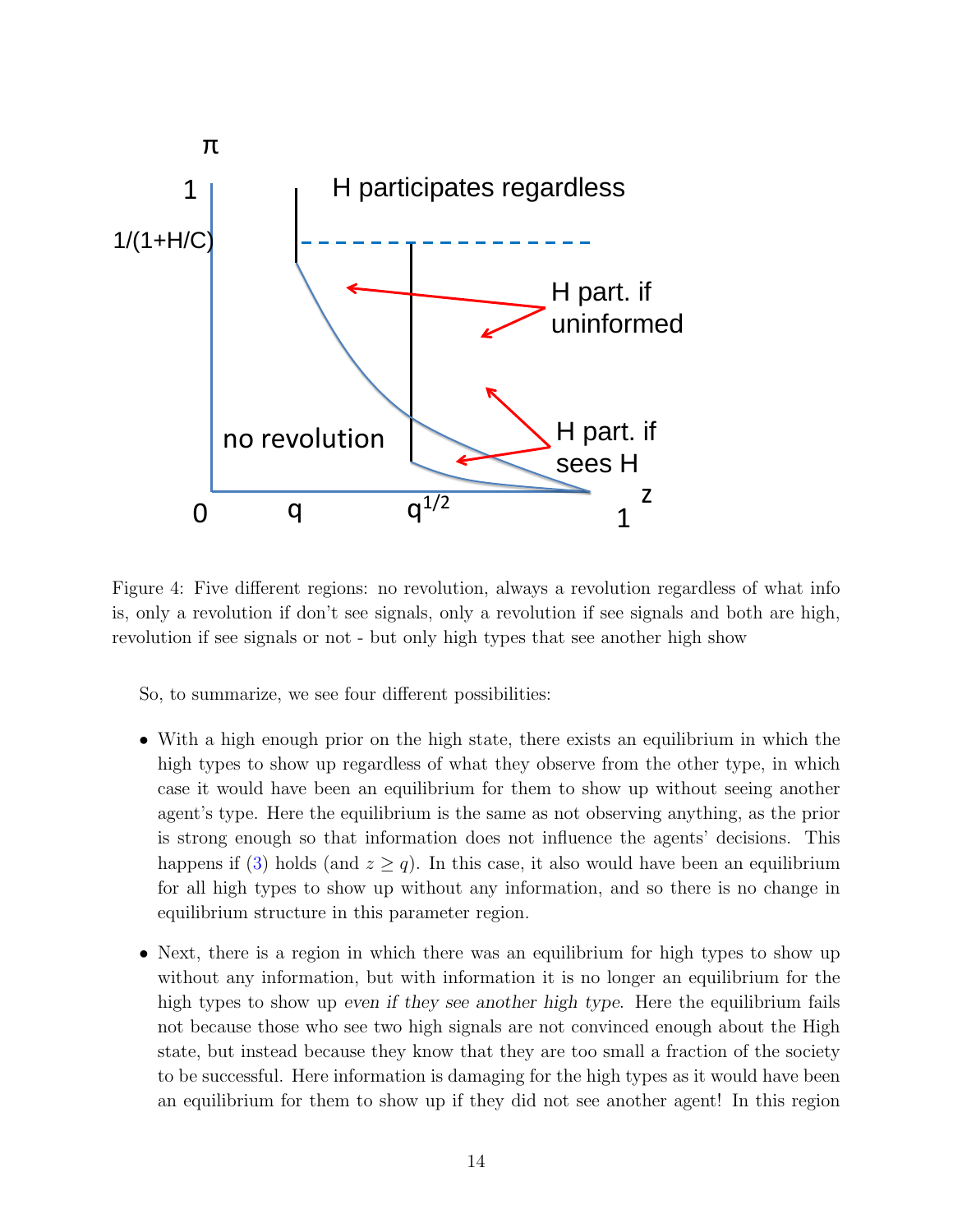Figure 4: Five different regions: no revolution, always a revolution regardless of what info is, only a revolution if don't see signals, only a revolution if see signals and both are high, revolution if see signals or not - but only high types that see another high show

So, to summarize, we see four different possibilities:

- With a high enough prior on the high state, there exists an equilibrium in which the high types to show up regardless of what they observe from the other type, in which case it would have been an equilibrium for them to show up without seeing another agent's type. Here the equilibrium is the same as not observing anything, as the prior is strong enough so that information does not influence the agents' decisions. This happens if (3) holds (and $z \geq q$). In this case, it also would have been an equilibrium for all high types to show up without any information, and so there is no change in equilibrium structure in this parameter region.
- Next, there is a region in which there was an equilibrium for high types to show up without any information, but with information it is no longer an equilibrium for the high types to show up *even if they see another high type*. Here the equilibrium fails not because those who see two high signals are not convinced enough about the High state, but instead because they know that they are too small a fraction of the society to be successful. Here information is damaging for the high types as it would have been an equilibrium for them to show up if they did not see another agent! In this region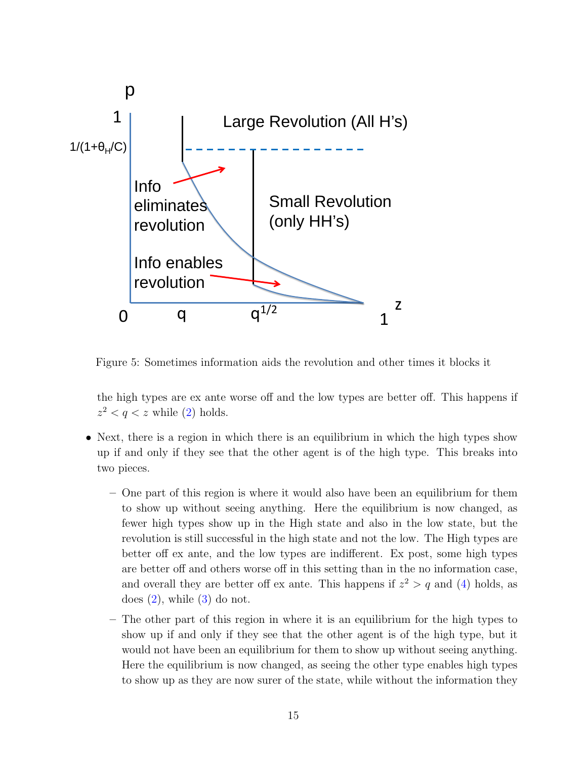Figure 5: Sometimes information aids the revolution and other times it blocks it

the high types are ex ante worse off and the low types are better off. This happens if $z^2 < q < z$ while (2) holds.

- Next, there is a region in which there is an equilibrium in which the high types show up if and only if they see that the other agent is of the high type. This breaks into two pieces.
  - One part of this region is where it would also have been an equilibrium for them to show up without seeing anything. Here the equilibrium is now changed, as fewer high types show up in the High state and also in the low state, but the revolution is still successful in the high state and not the low. The High types are better off ex ante, and the low types are indifferent. Ex post, some high types are better off and others worse off in this setting than in the no information case, and overall they are better off ex ante. This happens if $z^2 > q$ and (4) holds, as does (2), while (3) do not.
  - The other part of this region in where it is an equilibrium for the high types to show up if and only if they see that the other agent is of the high type, but it would not have been an equilibrium for them to show up without seeing anything. Here the equilibrium is now changed, as seeing the other type enables high types to show up as they are now surer of the state, while without the information they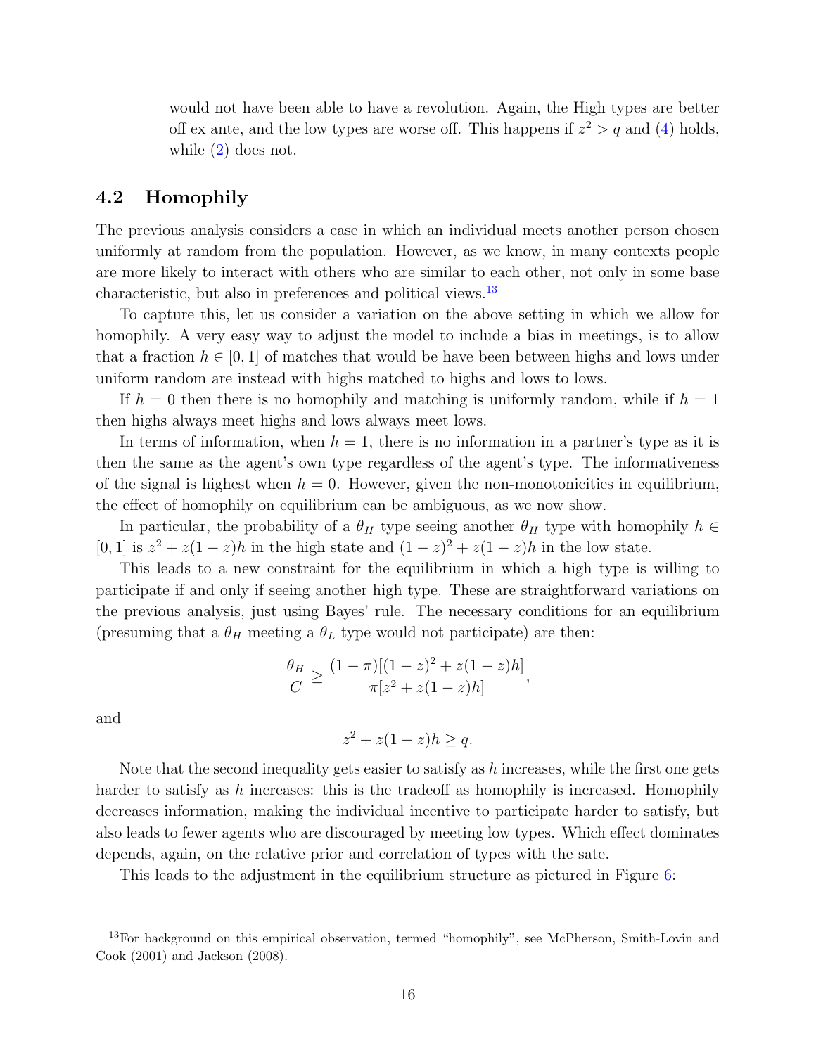would not have been able to have a revolution. Again, the High types are better off ex ante, and the low types are worse off. This happens if $z^2 > q$ and (4) holds, while (2) does not.

## 4.2 Homophily

The previous analysis considers a case in which an individual meets another person chosen uniformly at random from the population. However, as we know, in many contexts people are more likely to interact with others who are similar to each other, not only in some base characteristic, but also in preferences and political views.[13]

To capture this, let us consider a variation on the above setting in which we allow for homophily. A very easy way to adjust the model to include a bias in meetings, is to allow that a fraction $h \in [0, 1]$ of matches that would be have been between highs and lows under uniform random are instead with highs matched to highs and lows to lows.

If $h = 0$ then there is no homophily and matching is uniformly random, while if $h = 1$ then highs always meet highs and lows always meet lows.

In terms of information, when $h = 1$, there is no information in a partner's type as it is then the same as the agent's own type regardless of the agent's type. The informativeness of the signal is highest when $h = 0$. However, given the non-monotonicities in equilibrium, the effect of homophily on equilibrium can be ambiguous, as we now show.

In particular, the probability of a $\theta_H$ type seeing another $\theta_H$ type with homophily $h \in [0, 1]$ is $z^2 + z(1 - z)h$ in the high state and $(1 - z)^2 + z(1 - z)h$ in the low state.

This leads to a new constraint for the equilibrium in which a high type is willing to participate if and only if seeing another high type. These are straightforward variations on the previous analysis, just using Bayes' rule. The necessary conditions for an equilibrium (presuming that a $\theta_H$ meeting a $\theta_L$ type would not participate) are then:

$$\frac{\theta_H}{C} \geq \frac{(1 - \pi)[(1 - z)^2 + z(1 - z)h]}{\pi[z^2 + z(1 - z)h]},$$

and

$$z^2 + z(1 - z)h \geq q.$$

Note that the second inequality gets easier to satisfy as $h$ increases, while the first one gets harder to satisfy as $h$ increases: this is the tradeoff as homophily is increased. Homophily decreases information, making the individual incentive to participate harder to satisfy, but also leads to fewer agents who are discouraged by meeting low types. Which effect dominates depends, again, on the relative prior and correlation of types with the sate.

This leads to the adjustment in the equilibrium structure as pictured in Figure 6:

[13] For background on this empirical observation, termed "homophily", see McPherson, Smith-Lovin and Cook (2001) and Jackson (2008).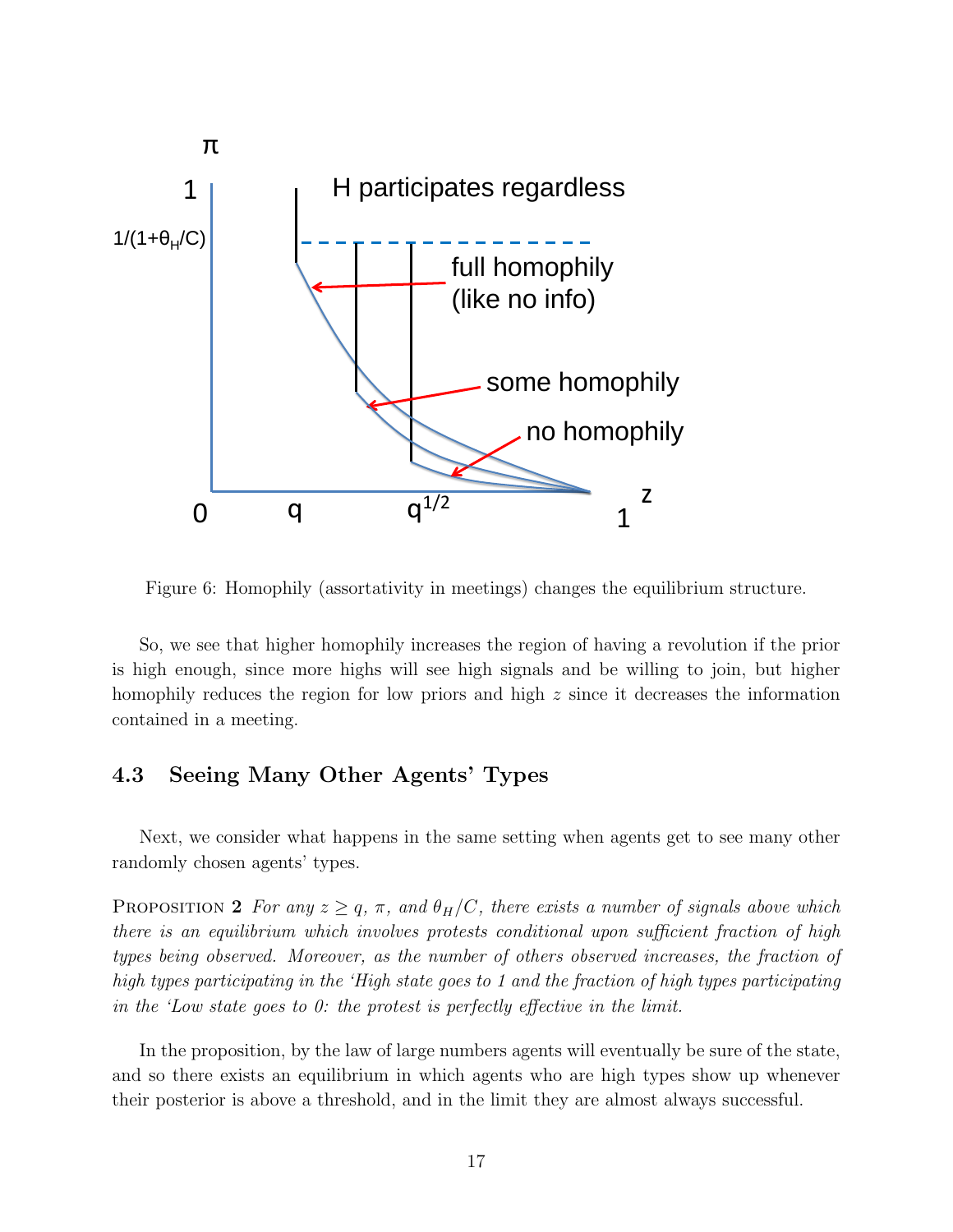Figure 6: Homophily (assortativity in meetings) changes the equilibrium structure.

So, we see that higher homophily increases the region of having a revolution if the prior is high enough, since more highs will see high signals and be willing to join, but higher homophily reduces the region for low priors and high $z$ since it decreases the information contained in a meeting.

### 4.3 Seeing Many Other Agents' Types

Next, we consider what happens in the same setting when agents get to see many other randomly chosen agents' types.

**Proposition 2** *For any $z \geq q$, $\pi$, and $\theta_H/C$, there exists a number of signals above which there is an equilibrium which involves protests conditional upon sufficient fraction of high types being observed. Moreover, as the number of others observed increases, the fraction of high types participating in the 'High state goes to 1 and the fraction of high types participating in the 'Low state goes to 0: the protest is perfectly effective in the limit.*

In the proposition, by the law of large numbers agents will eventually be sure of the state, and so there exists an equilibrium in which agents who are high types show up whenever their posterior is above a threshold, and in the limit they are almost always successful.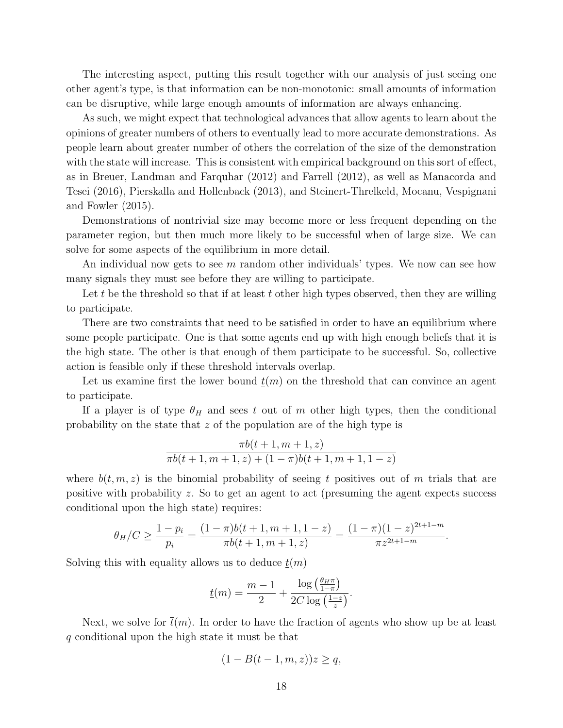The interesting aspect, putting this result together with our analysis of just seeing one other agent's type, is that information can be non-monotonic: small amounts of information can be disruptive, while large enough amounts of information are always enhancing.

As such, we might expect that technological advances that allow agents to learn about the opinions of greater numbers of others to eventually lead to more accurate demonstrations. As people learn about greater number of others the correlation of the size of the demonstration with the state will increase. This is consistent with empirical background on this sort of effect, as in Breuer, Landman and Farquhar (2012) and Farrell (2012), as well as Manacorda and Tesei (2016), Pierskalla and Hollenback (2013), and Steinert-Threlkeld, Mocanu, Vespignani and Fowler (2015).

Demonstrations of nontrivial size may become more or less frequent depending on the parameter region, but then much more likely to be successful when of large size. We can solve for some aspects of the equilibrium in more detail.

An individual now gets to see $m$ random other individuals' types. We now can see how many signals they must see before they are willing to participate.

Let $t$ be the threshold so that if at least $t$ other high types observed, then they are willing to participate.

There are two constraints that need to be satisfied in order to have an equilibrium where some people participate. One is that some agents end up with high enough beliefs that it is the high state. The other is that enough of them participate to be successful. So, collective action is feasible only if these threshold intervals overlap.

Let us examine first the lower bound $\underline{t}(m)$ on the threshold that can convince an agent to participate.

If a player is of type $\theta_H$ and sees $t$ out of $m$ other high types, then the conditional probability on the state that $z$ of the population are of the high type is

$$\frac{\pi b(t+1, m+1, z)}{\pi b(t+1, m+1, z) + (1-\pi) b(t+1, m+1, 1-z)}$$

where $b(t, m, z)$ is the binomial probability of seeing $t$ positives out of $m$ trials that are positive with probability $z$. So to get an agent to act (presuming the agent expects success conditional upon the high state) requires:

$$\theta_H / C \geq \frac{1-p_i}{p_i} = \frac{(1-\pi) b(t+1, m+1, 1-z)}{\pi b(t+1, m+1, z)} = \frac{(1-\pi)(1-z)^{2t+1-m}}{\pi z^{2t+1-m}}.$$

Solving this with equality allows us to deduce $\underline{t}(m)$

$$\underline{t}(m) = \frac{m-1}{2} + \frac{\log\left(\frac{\theta_H \pi}{1-\pi}\right)}{2C \log\left(\frac{1-z}{z}\right)}.$$

Next, we solve for $\bar{t}(m)$. In order to have the fraction of agents who show up be at least $q$ conditional upon the high state it must be that

$$(1 - B(t-1, m, z)) z \geq q,$$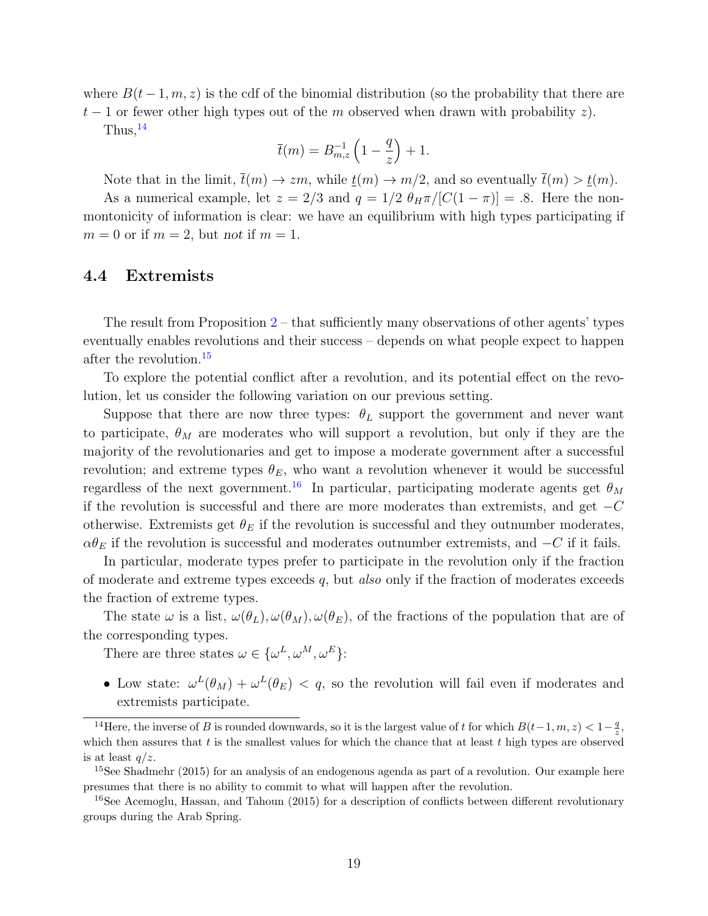where $B(t-1, m, z)$ is the cdf of the binomial distribution (so the probability that there are $t-1$ or fewer other high types out of the $m$ observed when drawn with probability $z$).

Thus,[14]

$$\bar{t}(m) = B^{-1}_{m,z}\left(1 - \frac{q}{z}\right) + 1.$$

Note that in the limit, $\bar{t}(m) \to zm$, while $\underline{t}(m) \to m/2$, and so eventually $\bar{t}(m) > \underline{t}(m)$.

As a numerical example, let $z = 2/3$ and $q = 1/2$ $\theta_H \pi / [C(1-\pi)] = .8$. Here the non-montonicity of information is clear: we have an equilibrium with high types participating if $m = 0$ or if $m = 2$, but *not* if $m = 1$.

## 4.4 Extremists

The result from Proposition 2 – that sufficiently many observations of other agents' types eventually enables revolutions and their success – depends on what people expect to happen after the revolution.[15]

To explore the potential conflict after a revolution, and its potential effect on the revolution, let us consider the following variation on our previous setting.

Suppose that there are now three types: $\theta_L$ support the government and never want to participate, $\theta_M$ are moderates who will support a revolution, but only if they are the majority of the revolutionaries and get to impose a moderate government after a successful revolution; and extreme types $\theta_E$, who want a revolution whenever it would be successful regardless of the next government.[16] In particular, participating moderate agents get $\theta_M$ if the revolution is successful and there are more moderates than extremists, and get $-C$ otherwise. Extremists get $\theta_E$ if the revolution is successful and they outnumber moderates, $\alpha\theta_E$ if the revolution is successful and moderates outnumber extremists, and $-C$ if it fails.

In particular, moderate types prefer to participate in the revolution only if the fraction of moderate and extreme types exceeds $q$, but *also* only if the fraction of moderates exceeds the fraction of extreme types.

The state $\omega$ is a list, $\omega(\theta_L), \omega(\theta_M), \omega(\theta_E)$, of the fractions of the population that are of the corresponding types.

There are three states $\omega \in \{\omega^L, \omega^M, \omega^E\}$:

- Low state: $\omega^L(\theta_M) + \omega^L(\theta_E) < q$, so the revolution will fail even if moderates and extremists participate.

---

[14] Here, the inverse of $B$ is rounded downwards, so it is the largest value of $t$ for which $B(t-1, m, z) < 1 - \frac{q}{z}$, which then assures that $t$ is the smallest values for which the chance that at least $t$ high types are observed is at least $q/z$.

[15] See Shadmehr (2015) for an analysis of an endogenous agenda as part of a revolution. Our example here presumes that there is no ability to commit to what will happen after the revolution.

[16] See Acemoglu, Hassan, and Tahoun (2015) for a description of conflicts between different revolutionary groups during the Arab Spring.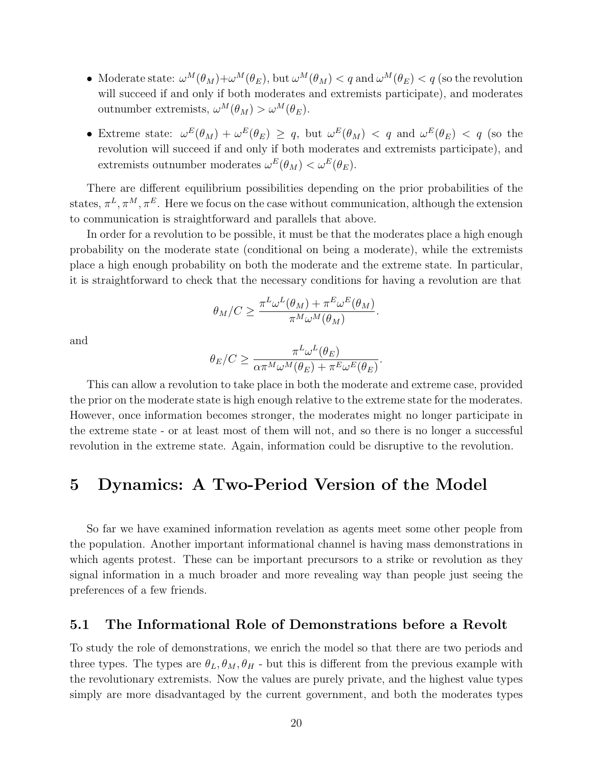- Moderate state: $\omega^M(\theta_M)+\omega^M(\theta_E)$, but $\omega^M(\theta_M) < q$ and $\omega^M(\theta_E) < q$ (so the revolution will succeed if and only if both moderates and extremists participate), and moderates outnumber extremists, $\omega^M(\theta_M) > \omega^M(\theta_E)$.
- Extreme state: $\omega^E(\theta_M) + \omega^E(\theta_E) \geq q$, but $\omega^E(\theta_M) < q$ and $\omega^E(\theta_E) < q$ (so the revolution will succeed if and only if both moderates and extremists participate), and extremists outnumber moderates $\omega^E(\theta_M) < \omega^E(\theta_E)$.

There are different equilibrium possibilities depending on the prior probabilities of the states, $\pi^L, \pi^M, \pi^E$. Here we focus on the case without communication, although the extension to communication is straightforward and parallels that above.

In order for a revolution to be possible, it must be that the moderates place a high enough probability on the moderate state (conditional on being a moderate), while the extremists place a high enough probability on both the moderate and the extreme state. In particular, it is straightforward to check that the necessary conditions for having a revolution are that

$$\theta_M/C \geq \frac{\pi^L\omega^L(\theta_M) + \pi^E\omega^E(\theta_M)}{\pi^M\omega^M(\theta_M)}.$$

and

$$\theta_E/C \geq \frac{\pi^L\omega^L(\theta_E)}{\alpha\pi^M\omega^M(\theta_E) + \pi^E\omega^E(\theta_E)}.$$

This can allow a revolution to take place in both the moderate and extreme case, provided the prior on the moderate state is high enough relative to the extreme state for the moderates. However, once information becomes stronger, the moderates might no longer participate in the extreme state - or at least most of them will not, and so there is no longer a successful revolution in the extreme state. Again, information could be disruptive to the revolution.

# 5 Dynamics: A Two-Period Version of the Model

So far we have examined information revelation as agents meet some other people from the population. Another important informational channel is having mass demonstrations in which agents protest. These can be important precursors to a strike or revolution as they signal information in a much broader and more revealing way than people just seeing the preferences of a few friends.

## 5.1 The Informational Role of Demonstrations before a Revolt

To study the role of demonstrations, we enrich the model so that there are two periods and three types. The types are $\theta_L, \theta_M, \theta_H$ - but this is different from the previous example with the revolutionary extremists. Now the values are purely private, and the highest value types simply are more disadvantaged by the current government, and both the moderates types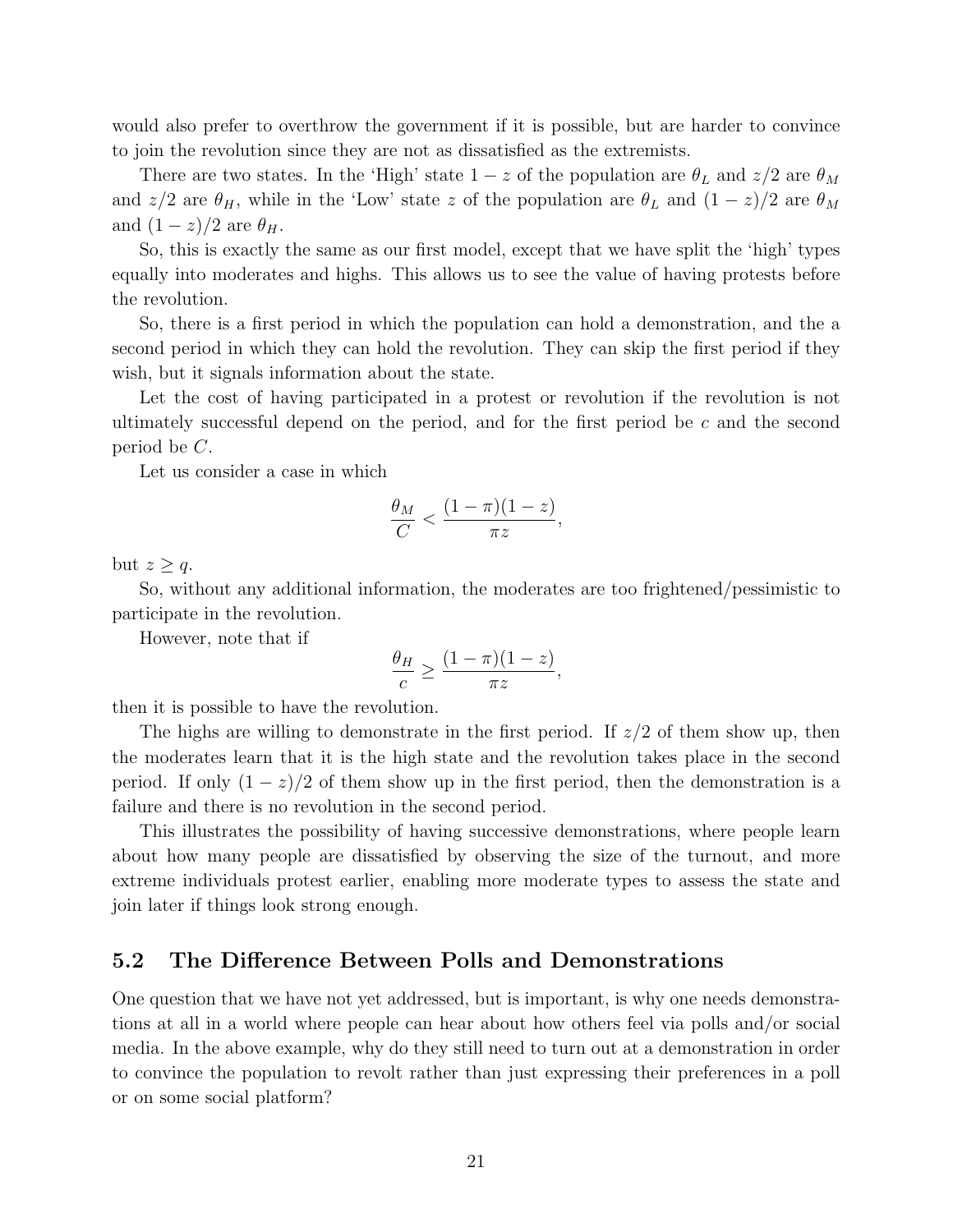would also prefer to overthrow the government if it is possible, but are harder to convince to join the revolution since they are not as dissatisfied as the extremists.

There are two states. In the 'High' state $1-z$ of the population are $\theta_L$ and $z/2$ are $\theta_M$ and $z/2$ are $\theta_H$, while in the 'Low' state $z$ of the population are $\theta_L$ and $(1-z)/2$ are $\theta_M$ and $(1-z)/2$ are $\theta_H$.

So, this is exactly the same as our first model, except that we have split the 'high' types equally into moderates and highs. This allows us to see the value of having protests before the revolution.

So, there is a first period in which the population can hold a demonstration, and the a second period in which they can hold the revolution. They can skip the first period if they wish, but it signals information about the state.

Let the cost of having participated in a protest or revolution if the revolution is not ultimately successful depend on the period, and for the first period be $c$ and the second period be $C$.

Let us consider a case in which

$$\frac{\theta_M}{C} < \frac{(1-\pi)(1-z)}{\pi z},$$

but $z \geq q$.

So, without any additional information, the moderates are too frightened/pessimistic to participate in the revolution.

However, note that if

$$\frac{\theta_H}{c} \geq \frac{(1-\pi)(1-z)}{\pi z},$$

then it is possible to have the revolution.

The highs are willing to demonstrate in the first period. If $z/2$ of them show up, then the moderates learn that it is the high state and the revolution takes place in the second period. If only $(1-z)/2$ of them show up in the first period, then the demonstration is a failure and there is no revolution in the second period.

This illustrates the possibility of having successive demonstrations, where people learn about how many people are dissatisfied by observing the size of the turnout, and more extreme individuals protest earlier, enabling more moderate types to assess the state and join later if things look strong enough.

## 5.2 The Difference Between Polls and Demonstrations

One question that we have not yet addressed, but is important, is why one needs demonstrations at all in a world where people can hear about how others feel via polls and/or social media. In the above example, why do they still need to turn out at a demonstration in order to convince the population to revolt rather than just expressing their preferences in a poll or on some social platform?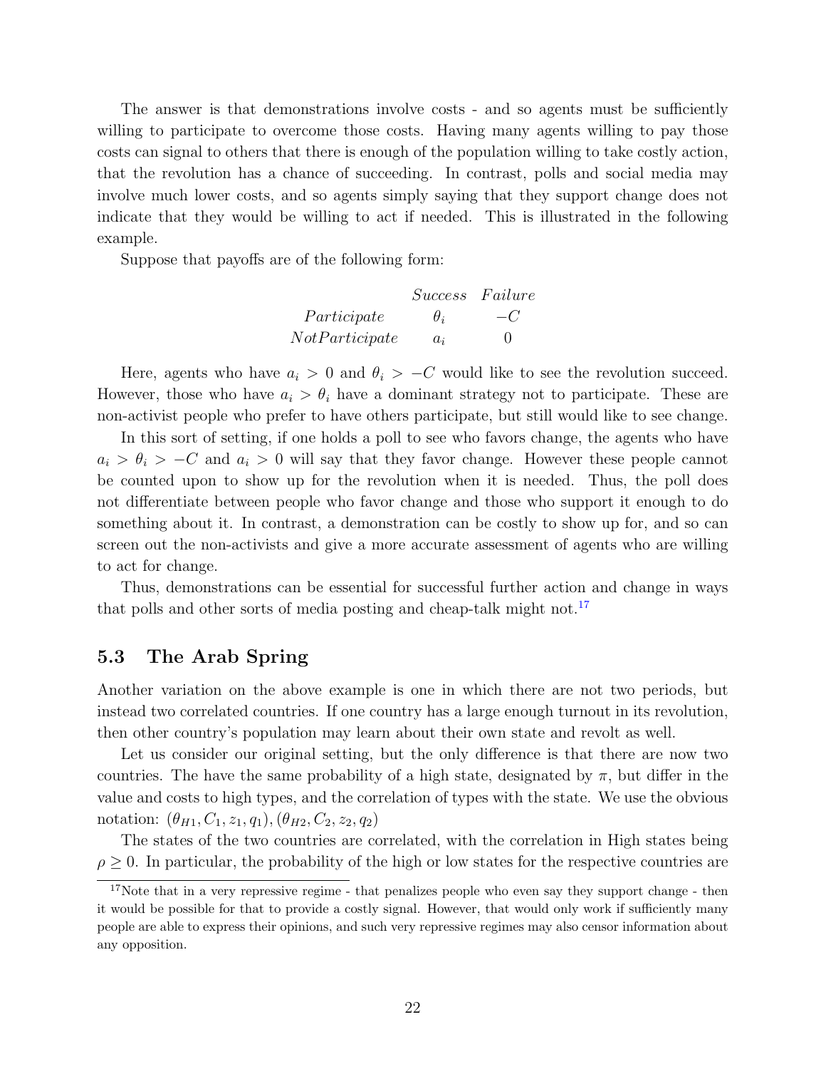The answer is that demonstrations involve costs - and so agents must be sufficiently willing to participate to overcome those costs. Having many agents willing to pay those costs can signal to others that there is enough of the population willing to take costly action, that the revolution has a chance of succeeding. In contrast, polls and social media may involve much lower costs, and so agents simply saying that they support change does not indicate that they would be willing to act if needed. This is illustrated in the following example.

Suppose that payoffs are of the following form:

| | *Success* | *Failure* |
|---|---|---|
| *Participate* | $\theta_i$ | $-C$ |
| *NotParticipate* | $a_i$ | 0 |

Here, agents who have $a_i > 0$ and $\theta_i > -C$ would like to see the revolution succeed. However, those who have $a_i > \theta_i$ have a dominant strategy not to participate. These are non-activist people who prefer to have others participate, but still would like to see change.

In this sort of setting, if one holds a poll to see who favors change, the agents who have $a_i > \theta_i > -C$ and $a_i > 0$ will say that they favor change. However these people cannot be counted upon to show up for the revolution when it is needed. Thus, the poll does not differentiate between people who favor change and those who support it enough to do something about it. In contrast, a demonstration can be costly to show up for, and so can screen out the non-activists and give a more accurate assessment of agents who are willing to act for change.

Thus, demonstrations can be essential for successful further action and change in ways that polls and other sorts of media posting and cheap-talk might not.[17]

## 5.3 The Arab Spring

Another variation on the above example is one in which there are not two periods, but instead two correlated countries. If one country has a large enough turnout in its revolution, then other country's population may learn about their own state and revolt as well.

Let us consider our original setting, but the only difference is that there are now two countries. The have the same probability of a high state, designated by $\pi$, but differ in the value and costs to high types, and the correlation of types with the state. We use the obvious notation: $(\theta_{H1}, C_1, z_1, q_1), (\theta_{H2}, C_2, z_2, q_2)$

The states of the two countries are correlated, with the correlation in High states being $\rho \geq 0$. In particular, the probability of the high or low states for the respective countries are

[17] Note that in a very repressive regime - that penalizes people who even say they support change - then it would be possible for that to provide a costly signal. However, that would only work if sufficiently many people are able to express their opinions, and such very repressive regimes may also censor information about any opposition.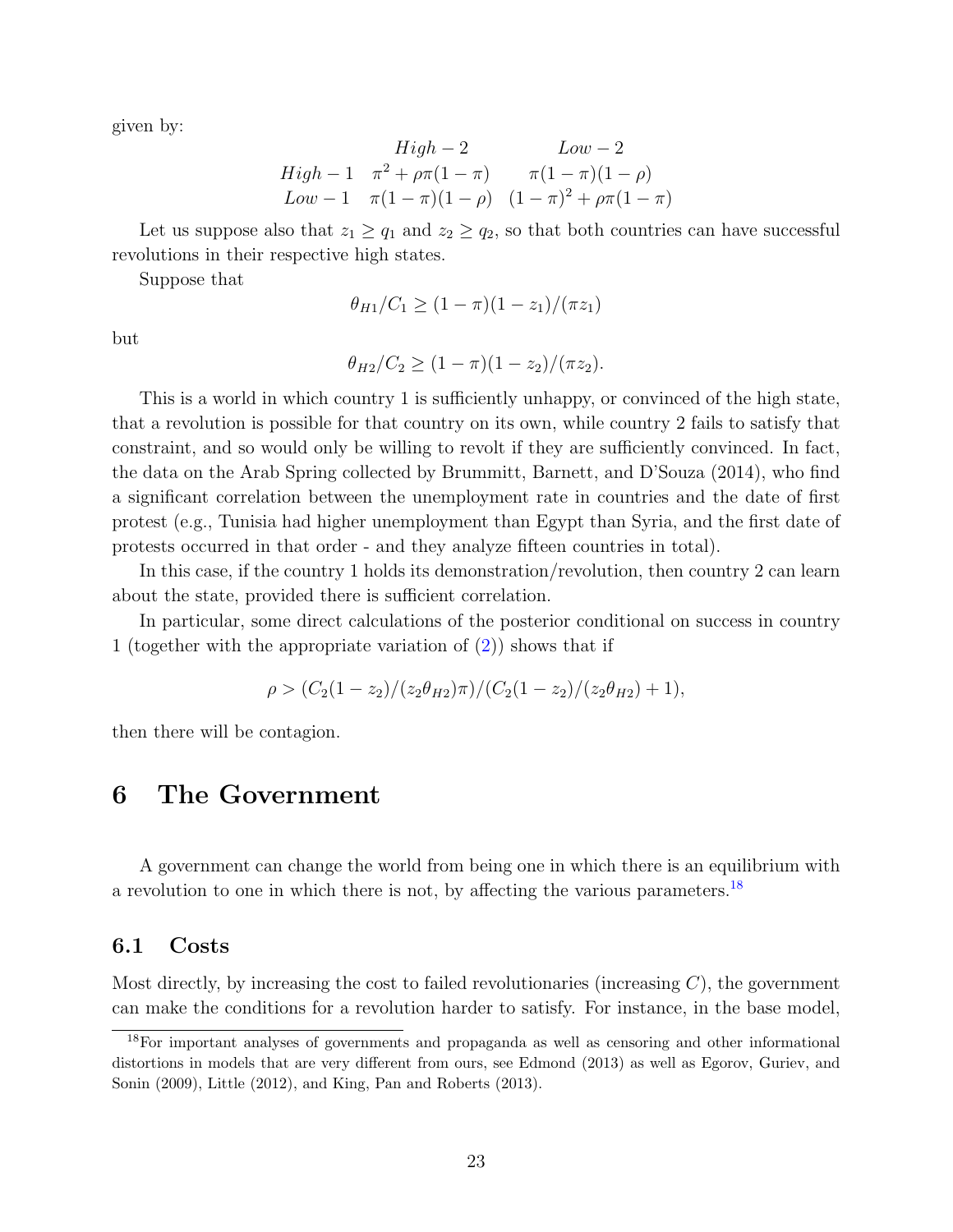given by:

| | $High-2$ | $Low-2$ |
|---|---|---|
| $High-1$ | $\pi^2+\rho\pi(1-\pi)$ | $\pi(1-\pi)(1-\rho)$ |
| $Low-1$ | $\pi(1-\pi)(1-\rho)$ | $(1-\pi)^2+\rho\pi(1-\pi)$ |

Let us suppose also that $z_1 \geq q_1$ and $z_2 \geq q_2$, so that both countries can have successful revolutions in their respective high states.

Suppose that

$$\theta_{H1}/C_1 \geq (1-\pi)(1-z_1)/(\pi z_1)$$

but

$$\theta_{H2}/C_2 \geq (1-\pi)(1-z_2)/(\pi z_2).$$

This is a world in which country 1 is sufficiently unhappy, or convinced of the high state, that a revolution is possible for that country on its own, while country 2 fails to satisfy that constraint, and so would only be willing to revolt if they are sufficiently convinced. In fact, the data on the Arab Spring collected by Brummitt, Barnett, and D'Souza (2014), who find a significant correlation between the unemployment rate in countries and the date of first protest (e.g., Tunisia had higher unemployment than Egypt than Syria, and the first date of protests occurred in that order - and they analyze fifteen countries in total).

In this case, if the country 1 holds its demonstration/revolution, then country 2 can learn about the state, provided there is sufficient correlation.

In particular, some direct calculations of the posterior conditional on success in country 1 (together with the appropriate variation of (2)) shows that if

$$\rho > (C_2(1-z_2)/(z_2\theta_{H2})\pi)/(C_2(1-z_2)/(z_2\theta_{H2})+1),$$

then there will be contagion.

# 6 The Government

A government can change the world from being one in which there is an equilibrium with a revolution to one in which there is not, by affecting the various parameters.[18]

## 6.1 Costs

Most directly, by increasing the cost to failed revolutionaries (increasing $C$), the government can make the conditions for a revolution harder to satisfy. For instance, in the base model,

[18] For important analyses of governments and propaganda as well as censoring and other informational distortions in models that are very different from ours, see Edmond (2013) as well as Egorov, Guriev, and Sonin (2009), Little (2012), and King, Pan and Roberts (2013).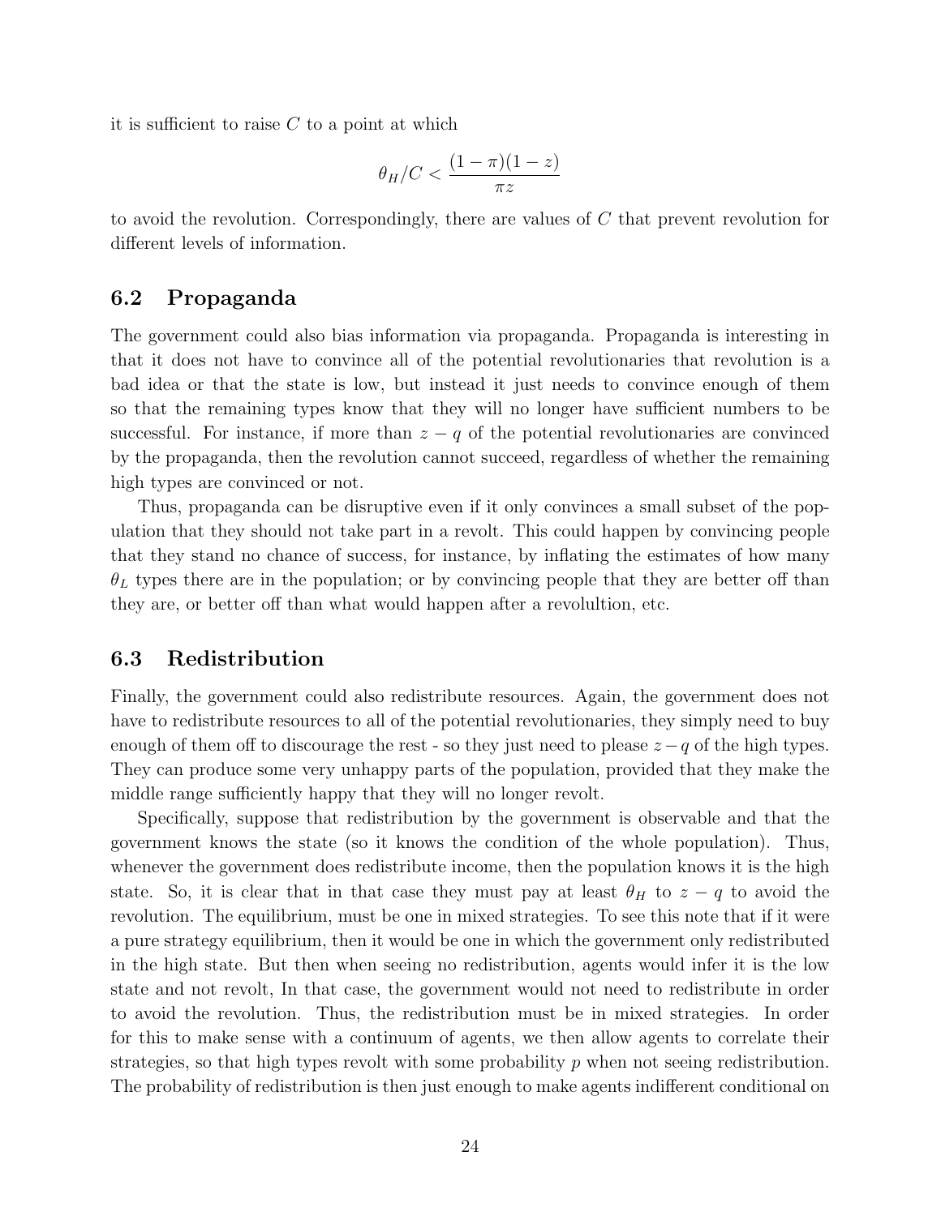it is sufficient to raise $C$ to a point at which

$$\theta_H/C < \frac{(1-\pi)(1-z)}{\pi z}$$

to avoid the revolution. Correspondingly, there are values of $C$ that prevent revolution for different levels of information.

## 6.2 Propaganda

The government could also bias information via propaganda. Propaganda is interesting in that it does not have to convince all of the potential revolutionaries that revolution is a bad idea or that the state is low, but instead it just needs to convince enough of them so that the remaining types know that they will no longer have sufficient numbers to be successful. For instance, if more than $z - q$ of the potential revolutionaries are convinced by the propaganda, then the revolution cannot succeed, regardless of whether the remaining high types are convinced or not.

Thus, propaganda can be disruptive even if it only convinces a small subset of the population that they should not take part in a revolt. This could happen by convincing people that they stand no chance of success, for instance, by inflating the estimates of how many $\theta_L$ types there are in the population; or by convincing people that they are better off than they are, or better off than what would happen after a revolultion, etc.

## 6.3 Redistribution

Finally, the government could also redistribute resources. Again, the government does not have to redistribute resources to all of the potential revolutionaries, they simply need to buy enough of them off to discourage the rest - so they just need to please $z-q$ of the high types. They can produce some very unhappy parts of the population, provided that they make the middle range sufficiently happy that they will no longer revolt.

Specifically, suppose that redistribution by the government is observable and that the government knows the state (so it knows the condition of the whole population). Thus, whenever the government does redistribute income, then the population knows it is the high state. So, it is clear that in that case they must pay at least $\theta_H$ to $z - q$ to avoid the revolution. The equilibrium, must be one in mixed strategies. To see this note that if it were a pure strategy equilibrium, then it would be one in which the government only redistributed in the high state. But then when seeing no redistribution, agents would infer it is the low state and not revolt, In that case, the government would not need to redistribute in order to avoid the revolution. Thus, the redistribution must be in mixed strategies. In order for this to make sense with a continuum of agents, we then allow agents to correlate their strategies, so that high types revolt with some probability $p$ when not seeing redistribution. The probability of redistribution is then just enough to make agents indifferent conditional on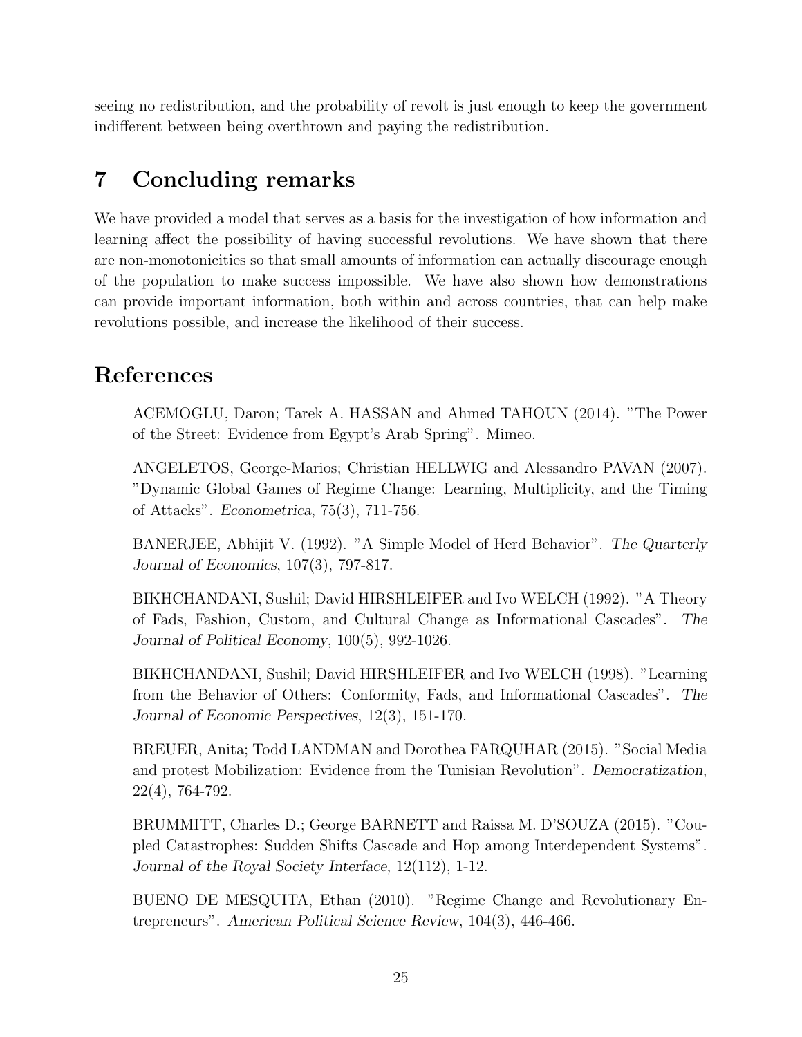seeing no redistribution, and the probability of revolt is just enough to keep the government indifferent between being overthrown and paying the redistribution.

## 7 Concluding remarks

We have provided a model that serves as a basis for the investigation of how information and learning affect the possibility of having successful revolutions. We have shown that there are non-monotonicities so that small amounts of information can actually discourage enough of the population to make success impossible. We have also shown how demonstrations can provide important information, both within and across countries, that can help make revolutions possible, and increase the likelihood of their success.

## References

ACEMOGLU, Daron; Tarek A. HASSAN and Ahmed TAHOUN (2014). "The Power of the Street: Evidence from Egypt's Arab Spring". Mimeo.

ANGELETOS, George-Marios; Christian HELLWIG and Alessandro PAVAN (2007). "Dynamic Global Games of Regime Change: Learning, Multiplicity, and the Timing of Attacks". *Econometrica*, 75(3), 711-756.

BANERJEE, Abhijit V. (1992). "A Simple Model of Herd Behavior". *The Quarterly Journal of Economics*, 107(3), 797-817.

BIKHCHANDANI, Sushil; David HIRSHLEIFER and Ivo WELCH (1992). "A Theory of Fads, Fashion, Custom, and Cultural Change as Informational Cascades". *The Journal of Political Economy*, 100(5), 992-1026.

BIKHCHANDANI, Sushil; David HIRSHLEIFER and Ivo WELCH (1998). "Learning from the Behavior of Others: Conformity, Fads, and Informational Cascades". *The Journal of Economic Perspectives*, 12(3), 151-170.

BREUER, Anita; Todd LANDMAN and Dorothea FARQUHAR (2015). "Social Media and protest Mobilization: Evidence from the Tunisian Revolution". *Democratization*, 22(4), 764-792.

BRUMMITT, Charles D.; George BARNETT and Raissa M. D'SOUZA (2015). "Coupled Catastrophes: Sudden Shifts Cascade and Hop among Interdependent Systems". *Journal of the Royal Society Interface*, 12(112), 1-12.

BUENO DE MESQUITA, Ethan (2010). "Regime Change and Revolutionary Entrepreneurs". *American Political Science Review*, 104(3), 446-466.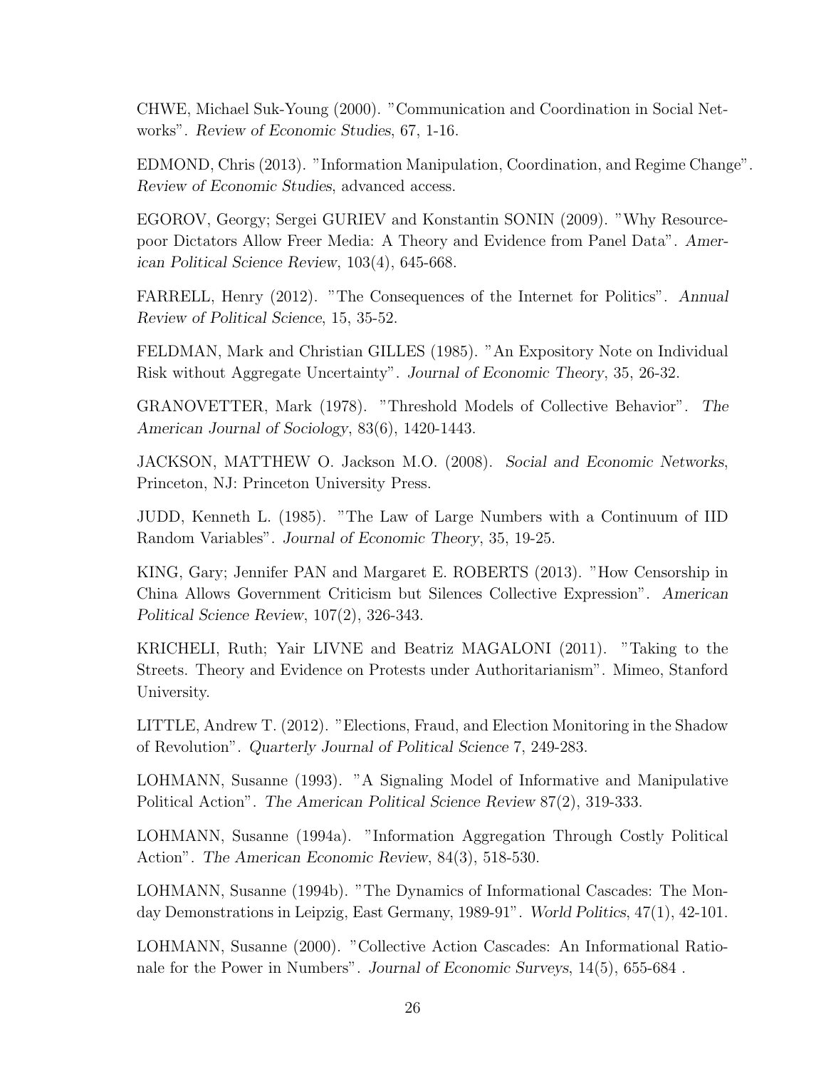CHWE, Michael Suk-Young (2000). "Communication and Coordination in Social Networks". *Review of Economic Studies*, 67, 1-16.

EDMOND, Chris (2013). "Information Manipulation, Coordination, and Regime Change". *Review of Economic Studies*, advanced access.

EGOROV, Georgy; Sergei GURIEV and Konstantin SONIN (2009). "Why Resource-poor Dictators Allow Freer Media: A Theory and Evidence from Panel Data". *American Political Science Review*, 103(4), 645-668.

FARRELL, Henry (2012). "The Consequences of the Internet for Politics". *Annual Review of Political Science*, 15, 35-52.

FELDMAN, Mark and Christian GILLES (1985). "An Expository Note on Individual Risk without Aggregate Uncertainty". *Journal of Economic Theory*, 35, 26-32.

GRANOVETTER, Mark (1978). "Threshold Models of Collective Behavior". *The American Journal of Sociology*, 83(6), 1420-1443.

JACKSON, MATTHEW O. Jackson M.O. (2008). *Social and Economic Networks*, Princeton, NJ: Princeton University Press.

JUDD, Kenneth L. (1985). "The Law of Large Numbers with a Continuum of IID Random Variables". *Journal of Economic Theory*, 35, 19-25.

KING, Gary; Jennifer PAN and Margaret E. ROBERTS (2013). "How Censorship in China Allows Government Criticism but Silences Collective Expression". *American Political Science Review*, 107(2), 326-343.

KRICHELI, Ruth; Yair LIVNE and Beatriz MAGALONI (2011). "Taking to the Streets. Theory and Evidence on Protests under Authoritarianism". Mimeo, Stanford University.

LITTLE, Andrew T. (2012). "Elections, Fraud, and Election Monitoring in the Shadow of Revolution". *Quarterly Journal of Political Science* 7, 249-283.

LOHMANN, Susanne (1993). "A Signaling Model of Informative and Manipulative Political Action". *The American Political Science Review* 87(2), 319-333.

LOHMANN, Susanne (1994a). "Information Aggregation Through Costly Political Action". *The American Economic Review*, 84(3), 518-530.

LOHMANN, Susanne (1994b). "The Dynamics of Informational Cascades: The Monday Demonstrations in Leipzig, East Germany, 1989-91". *World Politics*, 47(1), 42-101.

LOHMANN, Susanne (2000). "Collective Action Cascades: An Informational Rationale for the Power in Numbers". *Journal of Economic Surveys*, 14(5), 655-684 .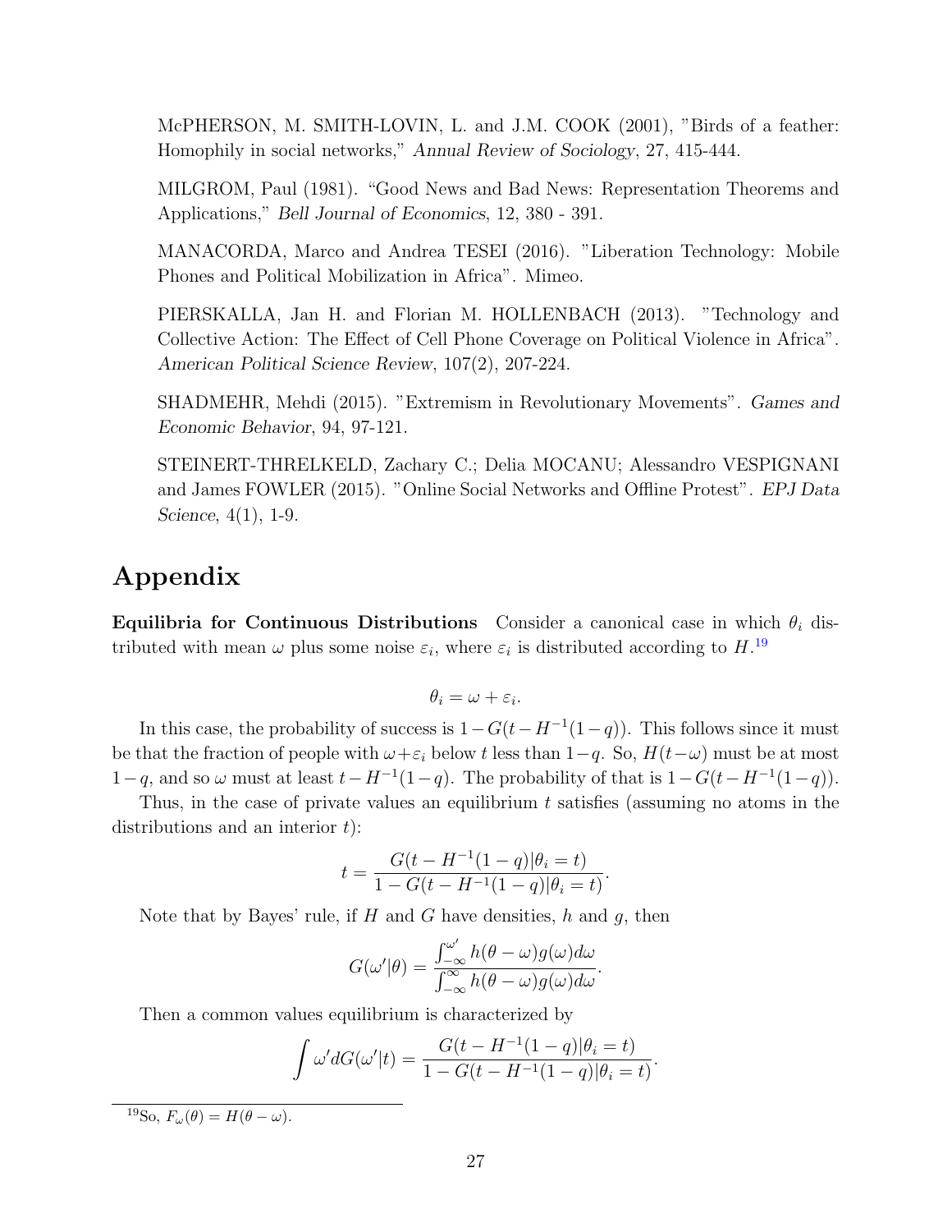McPHERSON, M. SMITH-LOVIN, L. and J.M. COOK (2001), "Birds of a feather: Homophily in social networks," *Annual Review of Sociology*, 27, 415-444.

MILGROM, Paul (1981). "Good News and Bad News: Representation Theorems and Applications," *Bell Journal of Economics*, 12, 380 - 391.

MANACORDA, Marco and Andrea TESEI (2016). "Liberation Technology: Mobile Phones and Political Mobilization in Africa". Mimeo.

PIERSKALLA, Jan H. and Florian M. HOLLENBACH (2013). "Technology and Collective Action: The Effect of Cell Phone Coverage on Political Violence in Africa". *American Political Science Review*, 107(2), 207-224.

SHADMEHR, Mehdi (2015). "Extremism in Revolutionary Movements". *Games and Economic Behavior*, 94, 97-121.

STEINERT-THRELKELD, Zachary C.; Delia MOCANU; Alessandro VESPIGNANI and James FOWLER (2015). "Online Social Networks and Offline Protest". *EPJ Data Science*, 4(1), 1-9.

# Appendix

**Equilibria for Continuous Distributions** Consider a canonical case in which $\theta_i$ distributed with mean $\omega$ plus some noise $\varepsilon_i$, where $\varepsilon_i$ is distributed according to $H$.[19]

$$\theta_i = \omega + \varepsilon_i.$$

In this case, the probability of success is $1 - G(t - H^{-1}(1-q))$. This follows since it must be that the fraction of people with $\omega + \varepsilon_i$ below $t$ less than $1-q$. So, $H(t-\omega)$ must be at most $1-q$, and so $\omega$ must at least $t - H^{-1}(1-q)$. The probability of that is $1 - G(t - H^{-1}(1-q))$.

Thus, in the case of private values an equilibrium $t$ satisfies (assuming no atoms in the distributions and an interior $t$):

$$t = \frac{G(t - H^{-1}(1-q)|\theta_i = t)}{1 - G(t - H^{-1}(1-q)|\theta_i = t)}.$$

Note that by Bayes' rule, if $H$ and $G$ have densities, $h$ and $g$, then

$$G(\omega'|\theta) = \frac{\int_{-\infty}^{\omega'} h(\theta - \omega) g(\omega) d\omega}{\int_{-\infty}^{\infty} h(\theta - \omega) g(\omega) d\omega}.$$

Then a common values equilibrium is characterized by

$$\int \omega' dG(\omega'|t) = \frac{G(t - H^{-1}(1-q)|\theta_i = t)}{1 - G(t - H^{-1}(1-q)|\theta_i = t)}.$$

[19] So, $F_\omega(\theta) = H(\theta - \omega)$.